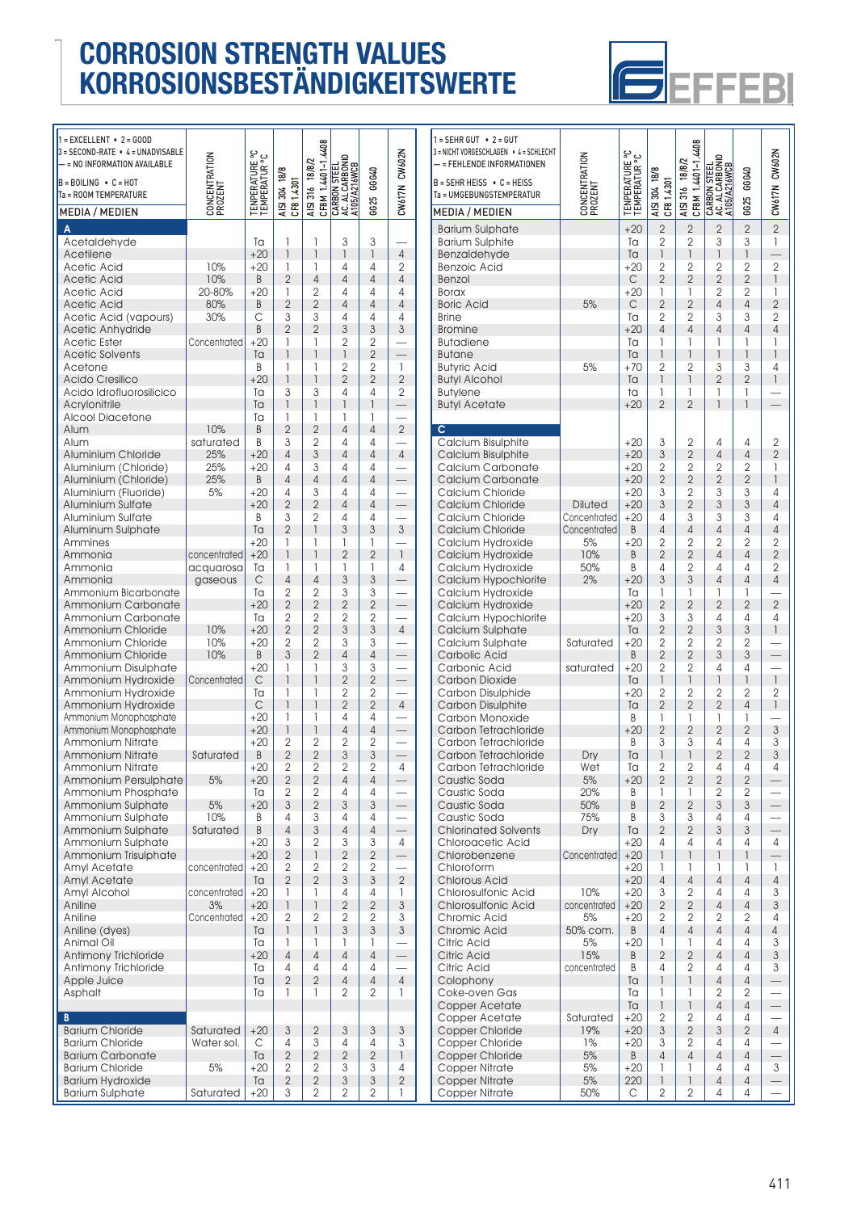# CORROSION STRENGTH VALUES
# KORROSIONSBESTÄNDIGKEITSWERTE

1 = EXCELLENT • 2 = GOOD
3 = SECOND-RATE • 4 = UNADVISABLE
— = NO INFORMATION AVAILABLE
B = BOILING • C = HOT
Ta = ROOM TEMPERATURE

| MEDIA / MEDIEN | CONCENTRATION PROZENT | TENPERATURE °C TEMPERATUR °C | AISI 304 18/8 CF8 1.4301 | AISI 316 18/8/2 CF8M 1.4401-1.4408 | CARBON STEEL AC. AL CARBONIO A105/A216WCB | GG25 GGG40 | CW617N CW602N |
|---|---|---|---|---|---|---|---|
| **A** | | | | | | | |
| Acetaldehyde | | Ta | 1 | 1 | 3 | 3 | — |
| Acetilene | | +20 | 1 | 1 | 1 | 1 | 4 |
| Acetic Acid | 10% | +20 | 1 | 1 | 4 | 4 | 2 |
| Acetic Acid | 10% | B | 2 | 4 | 4 | 4 | 4 |
| Acetic Acid | 20-80% | +20 | 1 | 2 | 4 | 4 | 4 |
| Acetic Acid | 80% | B | 2 | 2 | 4 | 4 | 4 |
| Acetic Acid (vapours) | 30% | C | 3 | 3 | 4 | 4 | 4 |
| Acetic Anhydride | | B | 2 | 2 | 3 | 3 | 3 |
| Acetic Ester | Concentrated | +20 | 1 | 1 | 2 | 2 | — |
| Acetic Solvents | | Ta | 1 | 1 | 1 | 2 | — |
| Acetone | | B | 1 | 1 | 2 | 2 | 1 |
| Acido Cresilico | | +20 | 1 | 1 | 2 | 2 | 2 |
| Acido Idrofluorosilicico | | Ta | 3 | 3 | 4 | 4 | 2 |
| Acrylonitrile | | Ta | 1 | 1 | 1 | 1 | — |
| Alcool Diacetone | | Ta | 1 | 1 | 1 | 1 | — |
| Alum | 10% | B | 2 | 2 | 4 | 4 | 2 |
| Alum | saturated | B | 3 | 2 | 4 | 4 | — |
| Aluminium Chloride | 25% | +20 | 4 | 3 | 4 | 4 | 4 |
| Aluminium (Chloride) | 25% | +20 | 4 | 3 | 4 | 4 | — |
| Aluminium (Chloride) | 25% | B | 4 | 4 | 4 | 4 | — |
| Aluminium (Fluoride) | 5% | +20 | 4 | 3 | 4 | 4 | — |
| Aluminium Sulfate | | +20 | 2 | 2 | 4 | 4 | — |
| Aluminium Sulfate | | B | 3 | 2 | 4 | 4 | — |
| Aluminum Sulphate | | Ta | 2 | 1 | 3 | 3 | 3 |
| Ammines | | +20 | 1 | 1 | 1 | 1 | — |
| Ammonia | concentrated | +20 | 1 | 1 | 2 | 2 | 1 |
| Ammonia | acquarosa | Ta | 1 | 1 | 1 | 1 | 4 |
| Ammonia | gaseous | C | 4 | 4 | 3 | 3 | — |
| Ammonium Bicarbonate | | Ta | 2 | 2 | 3 | 3 | — |
| Ammonium Carbonate | | +20 | 2 | 2 | 2 | 2 | — |
| Ammonium Carbonate | | Ta | 2 | 2 | 2 | 2 | — |
| Ammonium Chloride | 10% | +20 | 2 | 2 | 3 | 3 | 4 |
| Ammonium Chloride | 10% | +20 | 2 | 2 | 3 | 3 | — |
| Ammonium Chloride | 10% | B | 3 | 2 | 4 | 4 | — |
| Ammonium Disulphate | | +20 | 1 | 1 | 3 | 3 | — |
| Ammonium Hydroxide | Concentrated | C | 1 | 1 | 2 | 2 | — |
| Ammonium Hydroxide | | Ta | 1 | 1 | 2 | 2 | — |
| Ammonium Hydroxide | | C | 1 | 1 | 2 | 2 | 4 |
| Ammonium Monophosphate | | +20 | 1 | 1 | 4 | 4 | — |
| Ammonium Monophosphate | | +20 | 1 | 1 | 4 | 4 | — |
| Ammonium Nitrate | | +20 | 2 | 2 | 2 | 2 | — |
| Ammonium Nitrate | Saturated | B | 2 | 2 | 3 | 3 | — |
| Ammonium Nitrate | | +20 | 2 | 2 | 2 | 2 | 4 |
| Ammonium Persulphate | 5% | +20 | 2 | 2 | 4 | 4 | — |
| Ammonium Phosphate | | Ta | 2 | 2 | 4 | 4 | — |
| Ammonium Sulphate | 5% | +20 | 3 | 2 | 3 | 3 | — |
| Ammonium Sulphate | 10% | B | 4 | 3 | 4 | 4 | — |
| Ammonium Sulphate | Saturated | B | 4 | 3 | 4 | 4 | — |
| Ammonium Sulphate | | +20 | 3 | 2 | 3 | 3 | 4 |
| Ammonium Trisulphate | | +20 | 2 | 1 | 2 | 2 | — |
| Amyl Acetate | concentrated | +20 | 2 | 2 | 2 | 2 | — |
| Amyl Acetate | | Ta | 2 | 2 | 3 | 3 | 2 |
| Amyl Alcohol | concentrated | +20 | 1 | 1 | 4 | 4 | 1 |
| Aniline | 3% | +20 | 1 | 1 | 2 | 2 | 3 |
| Aniline | Concentrated | +20 | 2 | 2 | 2 | 2 | 3 |
| Aniline (dyes) | | Ta | 1 | 1 | 3 | 3 | 3 |
| Animal Oil | | Ta | 1 | 1 | 1 | 1 | — |
| Antimony Trichloride | | +20 | 4 | 4 | 4 | 4 | — |
| Antimony Trichloride | | Ta | 4 | 4 | 4 | 4 | — |
| Apple Juice | | Ta | 2 | 2 | 4 | 4 | 4 |
| Asphalt | | Ta | 1 | 1 | 2 | 2 | 1 |
| **B** | | | | | | | |
| Barium Chloride | Saturated | +20 | 3 | 2 | 3 | 3 | 3 |
| Barium Chloride | Water sol. | C | 4 | 3 | 4 | 4 | 3 |
| Barium Carbonate | | Ta | 2 | 2 | 2 | 2 | 1 |
| Barium Chloride | 5% | +20 | 2 | 2 | 3 | 3 | 4 |
| Barium Hydroxide | | Ta | 2 | 2 | 3 | 3 | 2 |
| Barium Sulphate | Saturated | +20 | 3 | 2 | 2 | 2 | 1 |

1 = SEHR GUT • 2 = GUT
3 = NICHT VORGESCHLAGEN • 4 = SCHLECHT
— = FEHLENDE INFORMATIONEN
B = SEHR HEISS • C = HEISS
Ta = UMGEBUNGSTEMPERATUR

| MEDIA / MEDIEN | CONCENTRATION PROZENT | TENPERATURE °C TEMPERATUR °C | AISI 304 18/8 CF8 1.4301 | AISI 316 18/8/2 CF8M 1.4401-1.4408 | CARBON STEEL AC. AL CARBONIO A105/A216WCB | GG25 GGG40 | CW617N CW602N |
|---|---|---|---|---|---|---|---|
| Barium Sulphate | | +20 | 2 | 2 | 2 | 2 | 2 |
| Barium Sulphite | | Ta | 2 | 2 | 3 | 3 | 1 |
| Benzaldehyde | | Ta | 1 | 1 | 1 | 1 | — |
| Benzoic Acid | | +20 | 2 | 2 | 2 | 2 | 2 |
| Benzol | | C | 2 | 2 | 2 | 2 | 1 |
| Borax | | +20 | 1 | 1 | 2 | 2 | 1 |
| Boric Acid | 5% | C | 2 | 2 | 4 | 4 | 2 |
| Brine | | Ta | 2 | 2 | 3 | 3 | 2 |
| Bromine | | +20 | 4 | 4 | 4 | 4 | 4 |
| Butadiene | | Ta | 1 | 1 | 1 | 1 | 1 |
| Butane | | Ta | 1 | 1 | 1 | 1 | 1 |
| Butyric Acid | 5% | +70 | 2 | 2 | 3 | 3 | 4 |
| Butyl Alcohol | | Ta | 1 | 1 | 2 | 2 | 1 |
| Butylene | | ta | 1 | 1 | 1 | 1 | — |
| Butyl Acetate | | +20 | 2 | 2 | 1 | 1 | — |
| **C** | | | | | | | |
| Calcium Bisulphite | | +20 | 3 | 2 | 4 | 4 | 2 |
| Calcium Bisulphite | | +20 | 3 | 2 | 4 | 4 | 2 |
| Calcium Carbonate | | +20 | 2 | 2 | 2 | 2 | 1 |
| Calcium Carbonate | | +20 | 2 | 2 | 2 | 2 | 1 |
| Calcium Chloride | | +20 | 3 | 2 | 3 | 3 | 4 |
| Calcium Chloride | Diluted | +20 | 3 | 2 | 3 | 3 | 4 |
| Calcium Chloride | Concentrated | +20 | 4 | 3 | 3 | 3 | 4 |
| Calcium Chloride | Concentrated | B | 4 | 4 | 4 | 4 | 4 |
| Calcium Hydroxide | 5% | +20 | 2 | 2 | 2 | 2 | 2 |
| Calcium Hydroxide | 10% | B | 2 | 2 | 4 | 4 | 2 |
| Calcium Hydroxide | 50% | B | 4 | 2 | 4 | 4 | 2 |
| Calcium Hypochlorite | 2% | +20 | 3 | 3 | 4 | 4 | 4 |
| Calcium Hydroxide | | Ta | 1 | 1 | 1 | 1 | — |
| Calcium Hydroxide | | +20 | 2 | 2 | 2 | 2 | 2 |
| Calcium Hypochlorite | | +20 | 3 | 3 | 4 | 4 | 4 |
| Calcium Sulphate | | Ta | 2 | 2 | 3 | 3 | 1 |
| Calcium Sulphate | Saturated | +20 | 2 | 2 | 2 | 2 | — |
| Carbolic Acid | | B | 2 | 2 | 3 | 3 | — |
| Carbonic Acid | saturated | +20 | 2 | 2 | 4 | 4 | — |
| Carbon Dioxide | | Ta | 1 | 1 | 1 | 1 | 1 |
| Carbon Disulphide | | +20 | 2 | 2 | 2 | 2 | 2 |
| Carbon Disulphide | | Ta | 2 | 2 | 2 | 4 | 1 |
| Carbon Monoxide | | B | 1 | 1 | 1 | 1 | — |
| Carbon Tetrachloride | | +20 | 2 | 2 | 2 | 2 | 3 |
| Carbon Tetrachloride | | B | 3 | 3 | 4 | 4 | 3 |
| Carbon Tetrachloride | Dry | Ta | 1 | 1 | 2 | 2 | 3 |
| Carbon Tetrachloride | Wet | Ta | 2 | 2 | 4 | 4 | 4 |
| Caustic Soda | 5% | +20 | 2 | 2 | 2 | 2 | — |
| Caustic Soda | 20% | B | 1 | 1 | 2 | 2 | — |
| Caustic Soda | 50% | B | 2 | 2 | 3 | 3 | — |
| Caustic Soda | 75% | B | 3 | 3 | 4 | 4 | — |
| Chlorinated Solvents | Dry | Ta | 2 | 2 | 3 | 3 | — |
| Chloroacetic Acid | | +20 | 4 | 4 | 4 | 4 | 4 |
| Chlorobenzene | Concentrated | +20 | 1 | 1 | 1 | 1 | — |
| Chloroform | | +20 | 1 | 1 | 1 | 1 | 1 |
| Chlorous Acid | | +20 | 4 | 4 | 4 | 4 | 4 |
| Chlorosulfonic Acid | 10% | +20 | 3 | 2 | 4 | 4 | 3 |
| Chlorosulfonic Acid | concentrated | +20 | 2 | 2 | 4 | 4 | 3 |
| Chromic Acid | 5% | +20 | 2 | 2 | 2 | 2 | 4 |
| Chromic Acid | 50% com. | B | 4 | 4 | 4 | 4 | 4 |
| Citric Acid | 5% | +20 | 1 | 1 | 4 | 4 | 3 |
| Citric Acid | 15% | B | 2 | 2 | 4 | 4 | 3 |
| Citric Acid | concentrated | B | 4 | 2 | 4 | 4 | 3 |
| Colophony | | Ta | 1 | 1 | 4 | 4 | — |
| Coke-oven Gas | | Ta | 1 | 1 | 2 | 2 | — |
| Copper Acetate | | Ta | 1 | 1 | 4 | 4 | — |
| Copper Acetate | Saturated | +20 | 2 | 2 | 4 | 4 | — |
| Copper Chloride | 19% | +20 | 3 | 2 | 3 | 2 | 4 |
| Copper Chloride | 1% | +20 | 3 | 2 | 4 | 4 | — |
| Copper Chloride | 5% | B | 4 | 4 | 4 | 4 | — |
| Copper Nitrate | 5% | +20 | 1 | 1 | 4 | 4 | 3 |
| Copper Nitrate | 5% | 220 | 1 | 1 | 4 | 4 | — |
| Copper Nitrate | 50% | C | 2 | 2 | 4 | 4 | — |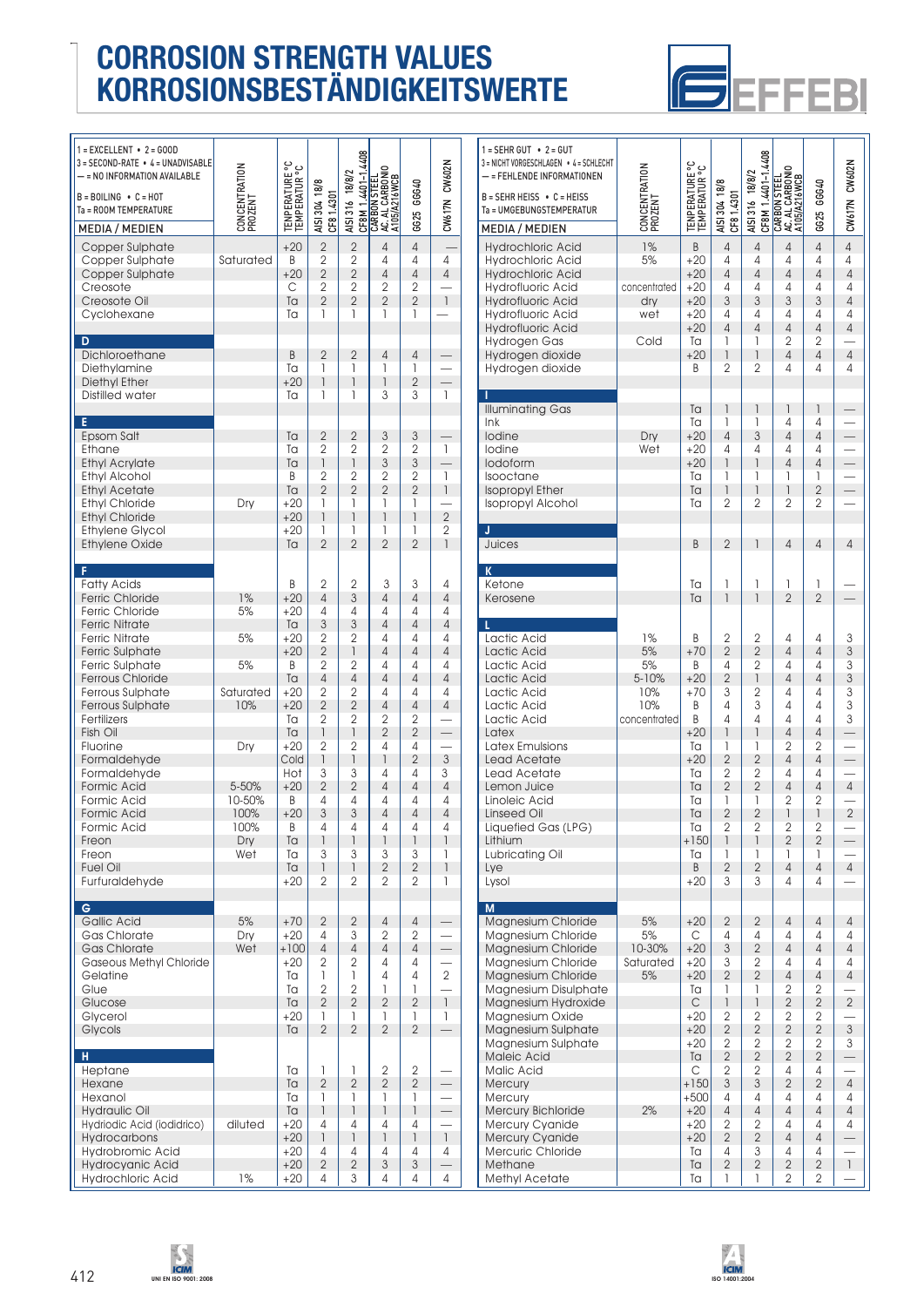# CORROSION STRENGTH VALUES
# KORROSIONSBESTÄNDIGKEITSWERTE

1 = EXCELLENT • 2 = GOOD
3 = SECOND-RATE • 4 = UNADVISABLE
— = NO INFORMATION AVAILABLE
B = BOILING • C = HOT
Ta = ROOM TEMPERATURE

| MEDIA / MEDIEN | CONCENTRATION PROZENT | TENPERATURE °C TEMPERATUR °C | AISI 304 18/8 CF8 1.4301 | AISI 316 18/8/2 CF8M 1.4401-1.4408 | CARBON STEEL AC. AL CARBONIO A105/A216WCB | G625 GG640 | CW617N CW602N |
|---|---|---|---|---|---|---|---|
| Copper Sulphate | | +20 | 2 | 2 | 4 | 4 | — |
| Copper Sulphate | Saturated | B | 2 | 2 | 4 | 4 | 4 |
| Copper Sulphate | | +20 | 2 | 2 | 4 | 4 | 4 |
| Creosote | | C | 2 | 2 | 2 | 2 | — |
| Creosote Oil | | Ta | 2 | 2 | 2 | 2 | 1 |
| Cyclohexane | | Ta | 1 | 1 | 1 | 1 | — |
| **D** | | | | | | | |
| Dichloroethane | | B | 2 | 2 | 4 | 4 | — |
| Diethylamine | | Ta | 1 | 1 | 1 | 1 | — |
| Diethyl Ether | | +20 | 1 | 1 | 1 | 2 | — |
| Distilled water | | Ta | 1 | 1 | 3 | 3 | 1 |
| **E** | | | | | | | |
| Epsom Salt | | Ta | 2 | 2 | 3 | 3 | — |
| Ethane | | Ta | 2 | 2 | 2 | 2 | 1 |
| Ethyl Acrylate | | Ta | 1 | 1 | 3 | 3 | — |
| Ethyl Alcohol | | B | 2 | 2 | 2 | 2 | 1 |
| Ethyl Acetate | | Ta | 2 | 2 | 2 | 2 | 1 |
| Ethyl Chloride | Dry | +20 | 1 | 1 | 1 | 1 | — |
| Ethyl Chloride | | +20 | 1 | 1 | 1 | 1 | 2 |
| Ethylene Glycol | | +20 | 1 | 1 | 1 | 1 | 2 |
| Ethylene Oxide | | Ta | 2 | 2 | 2 | 2 | 1 |
| **F** | | | | | | | |
| Fatty Acids | | B | 2 | 2 | 3 | 3 | 4 |
| Ferric Chloride | 1% | +20 | 4 | 3 | 4 | 4 | 4 |
| Ferric Chloride | 5% | +20 | 4 | 4 | 4 | 4 | 4 |
| Ferric Nitrate | | Ta | 3 | 3 | 4 | 4 | 4 |
| Ferric Nitrate | 5% | +20 | 2 | 2 | 4 | 4 | 4 |
| Ferric Sulphate | | +20 | 2 | 1 | 4 | 4 | 4 |
| Ferric Sulphate | 5% | B | 2 | 2 | 4 | 4 | 4 |
| Ferrous Chloride | | Ta | 4 | 4 | 4 | 4 | 4 |
| Ferrous Sulphate | Saturated | +20 | 2 | 2 | 4 | 4 | 4 |
| Ferrous Sulphate | 10% | +20 | 2 | 2 | 4 | 4 | 4 |
| Fertilizers | | Ta | 2 | 2 | 2 | 2 | — |
| Fish Oil | | Ta | 1 | 1 | 2 | 2 | — |
| Fluorine | Dry | +20 | 2 | 2 | 4 | 4 | — |
| Formaldehyde | | Cold | 1 | 1 | 1 | 2 | 3 |
| Formaldehyde | | Hot | 3 | 3 | 4 | 4 | 3 |
| Formic Acid | 5-50% | +20 | 2 | 2 | 4 | 4 | 4 |
| Formic Acid | 10-50% | B | 4 | 4 | 4 | 4 | 4 |
| Formic Acid | 100% | +20 | 3 | 3 | 4 | 4 | 4 |
| Formic Acid | 100% | B | 4 | 4 | 4 | 4 | 4 |
| Freon | Dry | Ta | 1 | 1 | 1 | 1 | 1 |
| Freon | Wet | Ta | 3 | 3 | 3 | 3 | 1 |
| Fuel Oil | | Ta | 1 | 1 | 2 | 2 | 1 |
| Furfuraldehyde | | +20 | 2 | 2 | 2 | 2 | 1 |
| **G** | | | | | | | |
| Gallic Acid | 5% | +70 | 2 | 2 | 4 | 4 | — |
| Gas Chlorate | Dry | +20 | 4 | 3 | 2 | 2 | — |
| Gas Chlorate | Wet | +100 | 4 | 4 | 4 | 4 | — |
| Gaseous Methyl Chloride | | +20 | 2 | 2 | 4 | 4 | — |
| Gelatine | | Ta | 1 | 1 | 4 | 4 | 2 |
| Glue | | Ta | 2 | 2 | 1 | 1 | — |
| Glucose | | Ta | 2 | 2 | 2 | 2 | 1 |
| Glycerol | | +20 | 1 | 1 | 1 | 1 | 1 |
| Glycols | | Ta | 2 | 2 | 2 | 2 | — |
| **H** | | | | | | | |
| Heptane | | Ta | 1 | 1 | 2 | 2 | — |
| Hexane | | Ta | 2 | 2 | 2 | 2 | — |
| Hexanol | | Ta | 1 | 1 | 1 | 1 | — |
| Hydraulic Oil | | Ta | 1 | 1 | 1 | 1 | — |
| Hydriodic Acid (iodidrico) | diluted | +20 | 4 | 4 | 4 | 4 | — |
| Hydrocarbons | | +20 | 1 | 1 | 1 | 1 | 1 |
| Hydrobromic Acid | | +20 | 4 | 4 | 4 | 4 | 4 |
| Hydrocyanic Acid | | +20 | 2 | 2 | 3 | 3 | — |
| Hydrochloric Acid | 1% | +20 | 4 | 3 | 4 | 4 | 4 |

1 = SEHR GUT • 2 = GUT
3 = NICHT VORGESCHLAGEN • 4 = SCHLECHT
— = FEHLENDE INFORMATIONEN
B = SEHR HEISS • C = HEISS
Ta = UMGEBUNGSTEMPERATUR

| MEDIA / MEDIEN | CONCENTRATION PROZENT | TENPERATURE °C TEMPERATUR °C | AISI 304 18/8 CF8 1.4301 | AISI 316 18/8/2 CF8M 1.4401-1.4408 | CARBON STEEL AC. AL CARBONIO A105/A216WCB | G625 GG640 | CW617N CW602N |
|---|---|---|---|---|---|---|---|
| Hydrochloric Acid | 1% | B | 4 | 4 | 4 | 4 | 4 |
| Hydrochloric Acid | 5% | +20 | 4 | 4 | 4 | 4 | 4 |
| Hydrochloric Acid | | +20 | 4 | 4 | 4 | 4 | 4 |
| Hydrofluoric Acid | concentrated | +20 | 4 | 4 | 4 | 4 | 4 |
| Hydrofluoric Acid | dry | +20 | 3 | 3 | 3 | 3 | 4 |
| Hydrofluoric Acid | wet | +20 | 4 | 4 | 4 | 4 | 4 |
| Hydrofluoric Acid | | +20 | 4 | 4 | 4 | 4 | 4 |
| Hydrogen Gas | Cold | Ta | 1 | 1 | 2 | 2 | — |
| Hydrogen dioxide | | +20 | 1 | 1 | 4 | 4 | 4 |
| Hydrogen dioxide | | B | 2 | 2 | 4 | 4 | 4 |
| **I** | | | | | | | |
| Illuminating Gas | | Ta | 1 | 1 | 1 | 1 | — |
| Ink | | Ta | 1 | 1 | 4 | 4 | — |
| Iodine | Dry | +20 | 4 | 3 | 4 | 4 | — |
| Iodine | Wet | +20 | 4 | 4 | 4 | 4 | — |
| Iodoform | | +20 | 1 | 1 | 4 | 4 | — |
| Isooctane | | Ta | 1 | 1 | 1 | 1 | — |
| Isopropyl Ether | | Ta | 1 | 1 | 1 | 2 | — |
| Isopropyl Alcohol | | Ta | 2 | 2 | 2 | 2 | — |
| **J** | | | | | | | |
| Juices | | B | 2 | 1 | 4 | 4 | 4 |
| **K** | | | | | | | |
| Ketone | | Ta | 1 | 1 | 1 | 1 | — |
| Kerosene | | Ta | 1 | 1 | 2 | 2 | — |
| **L** | | | | | | | |
| Lactic Acid | 1% | B | 2 | 2 | 4 | 4 | 3 |
| Lactic Acid | 5% | +70 | 2 | 2 | 4 | 4 | 3 |
| Lactic Acid | 5% | B | 4 | 2 | 4 | 4 | 3 |
| Lactic Acid | 5-10% | +20 | 2 | 1 | 4 | 4 | 3 |
| Lactic Acid | 10% | +70 | 3 | 2 | 4 | 4 | 3 |
| Lactic Acid | 10% | B | 4 | 3 | 4 | 4 | 3 |
| Lactic Acid | concentrated | B | 4 | 4 | 4 | 4 | 3 |
| Latex | | +20 | 1 | 1 | 4 | 4 | — |
| Latex Emulsions | | Ta | 1 | 1 | 2 | 2 | — |
| Lead Acetate | | +20 | 2 | 2 | 4 | 4 | — |
| Lead Acetate | | Ta | 2 | 2 | 4 | 4 | — |
| Lemon Juice | | Ta | 2 | 2 | 4 | 4 | 4 |
| Linoleic Acid | | Ta | 1 | 1 | 2 | 2 | — |
| Linseed Oil | | Ta | 2 | 2 | 1 | 1 | 2 |
| Liquefied Gas (LPG) | | Ta | 2 | 2 | 2 | 2 | — |
| Lithium | | +150 | 1 | 1 | 2 | 2 | — |
| Lubricating Oil | | Ta | 1 | 1 | 1 | 1 | — |
| Lye | | B | 2 | 2 | 4 | 4 | 4 |
| Lysol | | +20 | 3 | 3 | 4 | 4 | — |
| **M** | | | | | | | |
| Magnesium Chloride | 5% | +20 | 2 | 2 | 4 | 4 | 4 |
| Magnesium Chloride | 5% | C | 4 | 4 | 4 | 4 | 4 |
| Magnesium Chloride | 10-30% | +20 | 3 | 2 | 4 | 4 | 4 |
| Magnesium Chloride | Saturated | +20 | 3 | 2 | 4 | 4 | 4 |
| Magnesium Chloride | 5% | +20 | 2 | 2 | 4 | 4 | 4 |
| Magnesium Disulphate | | Ta | 1 | 1 | 2 | 2 | — |
| Magnesium Hydroxide | | C | 1 | 1 | 2 | 2 | 2 |
| Magnesium Oxide | | +20 | 2 | 2 | 2 | 2 | — |
| Magnesium Sulphate | | +20 | 2 | 2 | 2 | 2 | 3 |
| Magnesium Sulphate | | +20 | 2 | 2 | 2 | 2 | 3 |
| Maleic Acid | | Ta | 2 | 2 | 2 | 2 | — |
| Malic Acid | | C | 2 | 2 | 4 | 4 | — |
| Mercury | | +150 | 3 | 3 | 2 | 2 | 4 |
| Mercury | | +500 | 4 | 4 | 4 | 4 | 4 |
| Mercury Bichloride | 2% | +20 | 4 | 4 | 4 | 4 | 4 |
| Mercury Cyanide | | +20 | 2 | 2 | 4 | 4 | 4 |
| Mercury Cyanide | | +20 | 2 | 2 | 4 | 4 | — |
| Mercuric Chloride | | Ta | 4 | 3 | 4 | 4 | — |
| Methane | | Ta | 2 | 2 | 2 | 2 | 1 |
| Methyl Acetate | | Ta | 1 | 1 | 2 | 2 | — |

UNI EN ISO 9001: 2008

ISO 14001:2004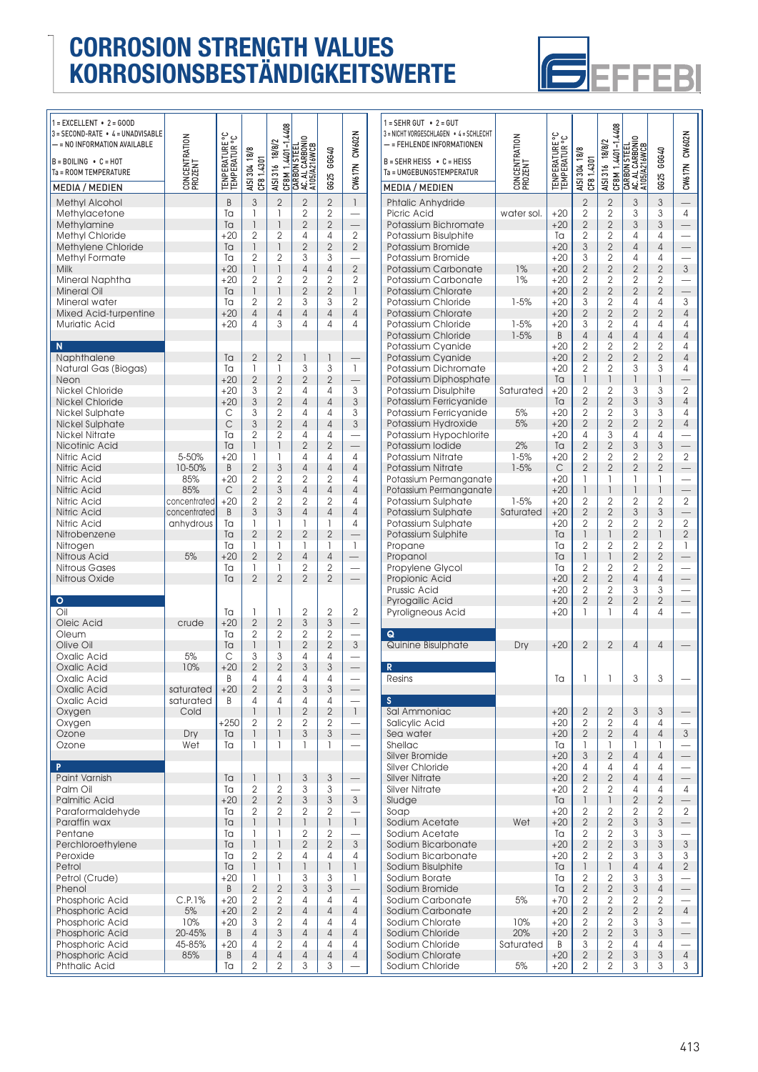# CORROSION STRENGTH VALUES
# KORROSIONSBESTÄNDIGKEITSWERTE

EFFEBI

1 = EXCELLENT • 2 = GOOD
3 = SECOND-RATE • 4 = UNADVISABLE
— = NO INFORMATION AVAILABLE
B = BOILING • C = HOT
Ta = ROOM TEMPERATURE

1 = SEHR GUT • 2 = GUT
3 = NICHT VORGESCHLAGEN • 4 = SCHLECHT
— = FEHLENDE INFORMATIONEN
B = SEHR HEISS • C = HEISS
Ta = UMGEBUNGSTEMPERATUR

| MEDIA / MEDIEN | CONCENTRATION PROZENT | TENPERATURE °C TEMPERATUR °C | AISI 304 18/8 CF8 1.4301 | AISI 316 18/8/2 CF8M 1.4401-1.4408 | CARBON STEEL AC. AL CARBONIO A105/A216WCB | GG25 GGG40 | CW617N CW602N |
|---|---|---|---|---|---|---|---|
| Methyl Alcohol | | B | 3 | 2 | 2 | 2 | 1 |
| Methylacetone | | Ta | 1 | 1 | 2 | 2 | — |
| Methylamine | | Ta | 1 | 1 | 2 | 2 | — |
| Methyl Chloride | | +20 | 2 | 2 | 4 | 4 | 2 |
| Methylene Chloride | | Ta | 1 | 1 | 2 | 2 | 2 |
| Methyl Formate | | Ta | 2 | 2 | 3 | 3 | — |
| Milk | | +20 | 1 | 1 | 4 | 4 | 2 |
| Mineral Naphtha | | +20 | 2 | 2 | 2 | 2 | 2 |
| Mineral Oil | | Ta | 1 | 1 | 2 | 2 | 1 |
| Mineral water | | Ta | 2 | 2 | 3 | 3 | 2 |
| Mixed Acid-turpentine | | +20 | 4 | 4 | 4 | 4 | 4 |
| Muriatic Acid | | +20 | 4 | 3 | 4 | 4 | 4 |
| **N** | | | | | | | |
| Naphthalene | | Ta | 2 | 2 | 1 | 1 | — |
| Natural Gas (Biogas) | | Ta | 1 | 1 | 3 | 3 | 1 |
| Neon | | +20 | 2 | 2 | 2 | 2 | — |
| Nickel Chloride | | +20 | 3 | 2 | 4 | 4 | 3 |
| Nickel Chloride | | +20 | 3 | 2 | 4 | 4 | 3 |
| Nickel Sulphate | | C | 3 | 2 | 4 | 4 | 3 |
| Nickel Sulphate | | C | 3 | 2 | 4 | 4 | 3 |
| Nickel Nitrate | | Ta | 2 | 2 | 4 | 4 | — |
| Nicotinic Acid | | Ta | 1 | 1 | 2 | 2 | — |
| Nitric Acid | 5-50% | +20 | 1 | 1 | 4 | 4 | 4 |
| Nitric Acid | 10-50% | B | 2 | 3 | 4 | 4 | 4 |
| Nitric Acid | 85% | +20 | 2 | 2 | 2 | 2 | 4 |
| Nitric Acid | 85% | C | 2 | 3 | 4 | 4 | 4 |
| Nitric Acid | concentrated | +20 | 2 | 2 | 2 | 2 | 4 |
| Nitric Acid | concentrated | B | 3 | 3 | 4 | 4 | 4 |
| Nitric Acid | anhydrous | Ta | 1 | 1 | 1 | 1 | 4 |
| Nitrobenzene | | Ta | 2 | 2 | 2 | 2 | — |
| Nitrogen | | Ta | 1 | 1 | 1 | 1 | 1 |
| Nitrous Acid | 5% | +20 | 2 | 2 | 4 | 4 | — |
| Nitrous Gases | | Ta | 1 | 1 | 2 | 2 | — |
| Nitrous Oxide | | Ta | 2 | 2 | 2 | 2 | — |
| **O** | | | | | | | |
| Oil | | Ta | 1 | 1 | 2 | 2 | 2 |
| Oleic Acid | crude | +20 | 2 | 2 | 3 | 3 | — |
| Oleum | | Ta | 2 | 2 | 2 | 2 | — |
| Olive Oil | | Ta | 1 | 1 | 2 | 2 | 3 |
| Oxalic Acid | 5% | C | 3 | 3 | 4 | 4 | — |
| Oxalic Acid | 10% | +20 | 2 | 2 | 3 | 3 | — |
| Oxalic Acid | | B | 4 | 4 | 4 | 4 | — |
| Oxalic Acid | saturated | +20 | 2 | 2 | 3 | 3 | — |
| Oxalic Acid | saturated | B | 4 | 4 | 4 | 4 | — |
| Oxygen | Cold | | 1 | 1 | 2 | 2 | 1 |
| Oxygen | | +250 | 2 | 2 | 2 | 2 | — |
| Ozone | Dry | Ta | 1 | 1 | 3 | 3 | — |
| Ozone | Wet | Ta | 1 | 1 | 1 | 1 | — |
| **P** | | | | | | | |
| Paint Varnish | | Ta | 1 | 1 | 3 | 3 | — |
| Palm Oil | | Ta | 2 | 2 | 3 | 3 | — |
| Palmitic Acid | | +20 | 2 | 2 | 3 | 3 | 3 |
| Paraformaldehyde | | Ta | 2 | 2 | 2 | 2 | — |
| Paraffin wax | | Ta | 1 | 1 | 1 | 1 | 1 |
| Pentane | | Ta | 1 | 1 | 2 | 2 | — |
| Perchloroethylene | | Ta | 1 | 1 | 2 | 2 | 3 |
| Peroxide | | Ta | 2 | 2 | 4 | 4 | 4 |
| Petrol | | Ta | 1 | 1 | 1 | 1 | 1 |
| Petrol (Crude) | | +20 | 1 | 1 | 3 | 3 | 1 |
| Phenol | | B | 2 | 2 | 3 | 3 | — |
| Phosphoric Acid | C.P.1% | +20 | 2 | 2 | 4 | 4 | 4 |
| Phosphoric Acid | 5% | +20 | 2 | 2 | 4 | 4 | 4 |
| Phosphoric Acid | 10% | +20 | 3 | 2 | 4 | 4 | 4 |
| Phosphoric Acid | 20-45% | B | 4 | 3 | 4 | 4 | 4 |
| Phosphoric Acid | 45-85% | +20 | 4 | 2 | 4 | 4 | 4 |
| Phosphoric Acid | 85% | B | 4 | 4 | 4 | 4 | 4 |
| Phthalic Acid | | Ta | 2 | 2 | 3 | 3 | — |
| Phtalic Anhydride | | | 2 | 2 | 3 | 3 | — |
| Picric Acid | water sol. | +20 | 2 | 2 | 3 | 3 | 4 |
| Potassium Bichromate | | +20 | 2 | 2 | 3 | 3 | — |
| Potassium Bisulphite | | Ta | 2 | 2 | 4 | 4 | — |
| Potassium Bromide | | +20 | 3 | 2 | 4 | 4 | — |
| Potassium Bromide | | +20 | 3 | 2 | 4 | 4 | — |
| Potassium Carbonate | 1% | +20 | 2 | 2 | 2 | 2 | 3 |
| Potassium Carbonate | 1% | +20 | 2 | 2 | 2 | 2 | — |
| Potassium Chlorate | | +20 | 2 | 2 | 2 | 2 | — |
| Potassium Chloride | 1-5% | +20 | 3 | 2 | 4 | 4 | 3 |
| Potassium Chlorate | | +20 | 3 | 2 | 2 | 2 | 4 |
| Potassium Chloride | 1-5% | +20 | 3 | 2 | 4 | 4 | 4 |
| Potassium Chloride | 1-5% | B | 4 | 4 | 4 | 4 | 4 |
| Potassium Cyanide | | +20 | 2 | 2 | 2 | 2 | 4 |
| Potassium Cyanide | | +20 | 2 | 2 | 2 | 2 | 4 |
| Potassium Dichromate | | +20 | 2 | 2 | 3 | 3 | 4 |
| Potassium Diphosphate | | Ta | 1 | 1 | 1 | 1 | — |
| Potassium Disulphite | Saturated | +20 | 2 | 2 | 3 | 3 | 2 |
| Potassium Ferricyanide | | Ta | 2 | 2 | 3 | 3 | 4 |
| Potassium Ferricyanide | 5% | +20 | 2 | 2 | 3 | 3 | 4 |
| Potassium Hydroxide | 5% | +20 | 2 | 2 | 2 | 2 | 4 |
| Potassium Hypochlorite | | +20 | 4 | 3 | 4 | 4 | — |
| Potassium Iodide | 2% | Ta | 2 | 2 | 3 | 3 | — |
| Potassium Nitrate | 1-5% | +20 | 2 | 2 | 2 | 2 | 2 |
| Potassium Nitrate | 1-5% | C | 2 | 2 | 2 | 2 | — |
| Potassium Permanganate | | +20 | 1 | 1 | 1 | 1 | — |
| Potassium Permanganate | | +20 | 1 | 1 | 1 | 1 | — |
| Potassium Sulphate | 1-5% | +20 | 2 | 2 | 2 | 2 | 2 |
| Potassium Sulphate | Saturated | +20 | 2 | 2 | 3 | 3 | — |
| Potassium Sulphate | | +20 | 2 | 2 | 2 | 2 | 2 |
| Potassium Sulphite | | Ta | 1 | 1 | 2 | 1 | 2 |
| Propane | | Ta | 2 | 2 | 2 | 2 | 1 |
| Propanol | | Ta | 1 | 1 | 2 | 2 | — |
| Propylene Glycol | | Ta | 2 | 2 | 2 | 2 | — |
| Propionic Acid | | +20 | 2 | 2 | 4 | 4 | — |
| Prussic Acid | | +20 | 2 | 2 | 3 | 3 | — |
| Pyrogallic Acid | | +20 | 2 | 2 | 2 | 2 | — |
| Pyroligneous Acid | | +20 | 1 | 1 | 4 | 4 | — |
| **Q** | | | | | | | |
| Quinine Bisulphate | Dry | +20 | 2 | 2 | 4 | 4 | — |
| **R** | | | | | | | |
| Resins | | Ta | 1 | 1 | 3 | 3 | — |
| **S** | | | | | | | |
| Sal Ammoniac | | +20 | 2 | 2 | 3 | 3 | — |
| Salicylic Acid | | +20 | 2 | 2 | 4 | 4 | — |
| Sea water | | +20 | 2 | 2 | 4 | 4 | 3 |
| Shellac | | Ta | 1 | 1 | 1 | 1 | — |
| Silver Bromide | | +20 | 3 | 2 | 4 | 4 | — |
| Silver Chloride | | +20 | 4 | 4 | 4 | 4 | — |
| Silver Nitrate | | +20 | 2 | 2 | 4 | 4 | — |
| Silver Nitrate | | +20 | 2 | 2 | 4 | 4 | 4 |
| Sludge | | Ta | 1 | 1 | 2 | 2 | — |
| Soap | | +20 | 2 | 2 | 2 | 2 | 2 |
| Sodium Acetate | Wet | +20 | 2 | 2 | 3 | 3 | — |
| Sodium Acetate | | Ta | 2 | 2 | 3 | 3 | — |
| Sodium Bicarbonate | | +20 | 2 | 2 | 3 | 3 | 3 |
| Sodium Bicarbonate | | +20 | 2 | 2 | 3 | 3 | 3 |
| Sodium Bisulphite | | Ta | 1 | 1 | 4 | 4 | 2 |
| Sodium Borate | | Ta | 2 | 2 | 3 | 3 | — |
| Sodium Bromide | | Ta | 2 | 2 | 3 | 4 | — |
| Sodium Carbonate | 5% | +70 | 2 | 2 | 2 | 2 | — |
| Sodium Carbonate | | +20 | 2 | 2 | 2 | 2 | 4 |
| Sodium Chlorate | 10% | +20 | 2 | 2 | 3 | 3 | — |
| Sodium Chloride | 20% | +20 | 2 | 2 | 3 | 3 | — |
| Sodium Chloride | Saturated | B | 3 | 2 | 4 | 4 | — |
| Sodium Chlorate | | +20 | 2 | 2 | 3 | 3 | 4 |
| Sodium Chloride | 5% | +20 | 2 | 2 | 3 | 3 | 3 |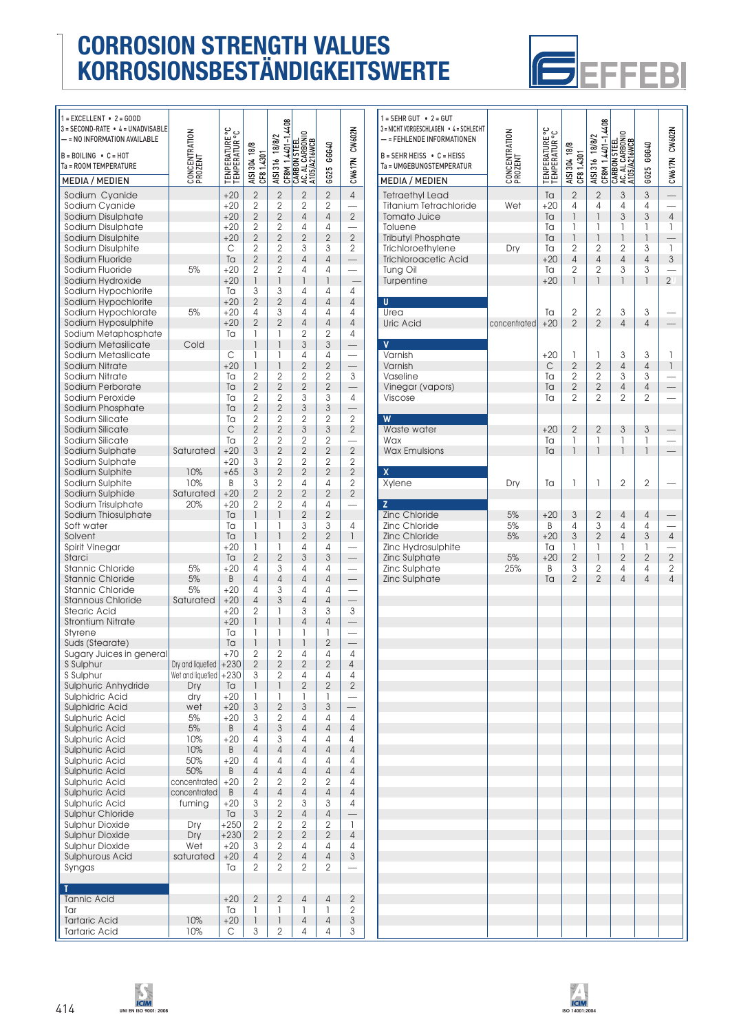# CORROSION STRENGTH VALUES
# KORROSIONSBESTÄNDIGKEITSWERTE

1 = EXCELLENT • 2 = GOOD
3 = SECOND-RATE • 4 = UNADVISABLE
— = NO INFORMATION AVAILABLE

B = BOILING • C = HOT
Ta = ROOM TEMPERATURE

| MEDIA / MEDIEN | CONCENTRATION PROZENT | TENPERATURE °C TEMPERATUR °C | AISI 304 18/8 CF8 1.4301 | AISI 316 18/8/2 CF8M 1.4401-1.4408 | CARBON STEEL AC. AL CARBONIO A105/A216WCB | GG25 GG40 | CW617N CW602N |
|---|---|---|---|---|---|---|---|
| Sodium Cyanide | | +20 | 2 | 2 | 2 | 2 | 4 |
| Sodium Cyanide | | +20 | 2 | 2 | 2 | 2 | — |
| Sodium Disulphate | | +20 | 2 | 2 | 4 | 4 | 2 |
| Sodium Disulphate | | +20 | 2 | 2 | 4 | 4 | — |
| Sodium Disulphite | | +20 | 2 | 2 | 2 | 2 | 2 |
| Sodium Disulphite | | C | 2 | 2 | 3 | 3 | 2 |
| Sodium Fluoride | | Ta | 2 | 2 | 4 | 4 | — |
| Sodium Fluoride | 5% | +20 | 2 | 2 | 4 | 4 | — |
| Sodium Hydroxide | | +20 | 1 | 1 | 1 | 1 | — |
| Sodium Hypochlorite | | Ta | 3 | 3 | 4 | 4 | 4 |
| Sodium Hypochlorite | | +20 | 2 | 2 | 4 | 4 | 4 |
| Sodium Hypochlorate | 5% | +20 | 4 | 3 | 4 | 4 | 4 |
| Sodium Hyposulphite | | +20 | 2 | 2 | 4 | 4 | 4 |
| Sodium Metaphosphate | | Ta | 1 | 1 | 2 | 2 | 4 |
| Sodium Metasilicate | Cold | | 1 | 1 | 3 | 3 | — |
| Sodium Metasilicate | | C | 1 | 1 | 4 | 4 | — |
| Sodium Nitrate | | +20 | 1 | 1 | 2 | 2 | — |
| Sodium Nitrate | | Ta | 2 | 2 | 2 | 2 | 3 |
| Sodium Perborate | | Ta | 2 | 2 | 2 | 2 | — |
| Sodium Peroxide | | Ta | 2 | 2 | 3 | 3 | 4 |
| Sodium Phosphate | | Ta | 2 | 2 | 3 | 3 | — |
| Sodium Silicate | | Ta | 2 | 2 | 2 | 2 | 2 |
| Sodium Silicate | | C | 2 | 2 | 3 | 3 | 2 |
| Sodium Silicate | | Ta | 2 | 2 | 2 | 2 | — |
| Sodium Sulphate | Saturated | +20 | 3 | 2 | 2 | 2 | 2 |
| Sodium Sulphate | | +20 | 3 | 2 | 2 | 2 | 2 |
| Sodium Sulphite | 10% | +65 | 3 | 2 | 2 | 2 | 2 |
| Sodium Sulphite | 10% | B | 3 | 2 | 4 | 4 | 2 |
| Sodium Sulphide | Saturated | +20 | 2 | 2 | 2 | 2 | 2 |
| Sodium Trisulphate | 20% | +20 | 2 | 2 | 4 | 4 | — |
| Sodium Thiosulphate | | Ta | 1 | 1 | 2 | 2 | |
| Soft water | | Ta | 1 | 1 | 3 | 3 | 4 |
| Solvent | | Ta | 1 | 1 | 2 | 2 | 1 |
| Spirit Vinegar | | +20 | 1 | 1 | 4 | 4 | — |
| Starci | | Ta | 2 | 2 | 3 | 3 | — |
| Stannic Chloride | 5% | +20 | 4 | 3 | 4 | 4 | — |
| Stannic Chloride | 5% | B | 4 | 4 | 4 | 4 | — |
| Stannic Chloride | 5% | +20 | 4 | 3 | 4 | 4 | — |
| Stannous Chloride | Saturated | +20 | 4 | 3 | 4 | 4 | — |
| Stearic Acid | | +20 | 2 | 1 | 3 | 3 | 3 |
| Strontium Nitrate | | +20 | 1 | 1 | 4 | 4 | — |
| Styrene | | Ta | 1 | 1 | 1 | 1 | — |
| Suds (Stearate) | | Ta | 1 | 1 | 1 | 2 | — |
| Sugary Juices in general | | +70 | 2 | 2 | 4 | 4 | 4 |
| S Sulphur | Dry and liquefied | +230 | 2 | 2 | 2 | 2 | 4 |
| S Sulphur | Wet and liquefied | +230 | 3 | 2 | 4 | 4 | 4 |
| Sulphuric Anhydride | Dry | Ta | 1 | 1 | 2 | 2 | 2 |
| Sulphidric Acid | dry | +20 | 1 | 1 | 1 | 1 | — |
| Sulphidric Acid | wet | +20 | 3 | 2 | 3 | 3 | — |
| Sulphuric Acid | 5% | +20 | 3 | 2 | 4 | 4 | 4 |
| Sulphuric Acid | 5% | B | 4 | 3 | 4 | 4 | 4 |
| Sulphuric Acid | 10% | +20 | 4 | 3 | 4 | 4 | 4 |
| Sulphuric Acid | 10% | B | 4 | 4 | 4 | 4 | 4 |
| Sulphuric Acid | 50% | +20 | 4 | 4 | 4 | 4 | 4 |
| Sulphuric Acid | 50% | B | 4 | 4 | 4 | 4 | 4 |
| Sulphuric Acid | concentrated | +20 | 2 | 2 | 2 | 2 | 4 |
| Sulphuric Acid | concentrated | B | 4 | 4 | 4 | 4 | 4 |
| Sulphuric Acid | fuming | +20 | 3 | 2 | 3 | 3 | 4 |
| Sulphur Chloride | | Ta | 3 | 2 | 4 | 4 | — |
| Sulphur Dioxide | Dry | +250 | 2 | 2 | 2 | 2 | 1 |
| Sulphur Dioxide | Dry | +230 | 2 | 2 | 2 | 2 | 4 |
| Sulphur Dioxide | Wet | +20 | 3 | 2 | 4 | 4 | 4 |
| Sulphurous Acid | saturated | +20 | 4 | 2 | 4 | 4 | 3 |
| Syngas | | Ta | 2 | 2 | 2 | 2 | — |
| **T** | | | | | | | |
| Tannic Acid | | +20 | 2 | 2 | 4 | 4 | 2 |
| Tar | | Ta | 1 | 1 | 1 | 1 | 2 |
| Tartaric Acid | 10% | +20 | 1 | 1 | 4 | 4 | 3 |
| Tartaric Acid | 10% | C | 3 | 2 | 4 | 4 | 3 |

1 = SEHR GUT • 2 = GUT
3 = NICHT VORGESCHLAGEN • 4 = SCHLECHT
— = FEHLENDE INFORMATIONEN

B = SEHR HEISS • C = HEISS
Ta = UMGEBUNGSTEMPERATUR

| MEDIA / MEDIEN | CONCENTRATION PROZENT | TENPERATURE °C TEMPERATUR °C | AISI 304 18/8 CF8 1.4301 | AISI 316 18/8/2 CF8M 1.4401-1.4408 | CARBON STEEL AC. AL CARBONIO A105/A216WCB | GG25 GG40 | CW617N CW602N |
|---|---|---|---|---|---|---|---|
| Tetraethyl Lead | | Ta | 2 | 2 | 3 | 3 | — |
| Titanium Tetrachloride | Wet | +20 | 4 | 4 | 4 | 4 | — |
| Tomato Juice | | Ta | 1 | 1 | 3 | 3 | 4 |
| Toluene | | Ta | 1 | 1 | 1 | 1 | 1 |
| Tributyl Phosphate | | Ta | 1 | 1 | 1 | 1 | — |
| Trichloroethylene | Dry | Ta | 2 | 2 | 2 | 3 | 1 |
| Trichloroacetic Acid | | +20 | 4 | 4 | 4 | 4 | 3 |
| Tung Oil | | Ta | 2 | 2 | 3 | 3 | — |
| Turpentine | | +20 | 1 | 1 | 1 | 1 | 2 |
| **U** | | | | | | | |
| Urea | | Ta | 2 | 2 | 3 | 3 | — |
| Uric Acid | concentrated | +20 | 2 | 2 | 4 | 4 | — |
| **V** | | | | | | | |
| Varnish | | +20 | 1 | 1 | 3 | 3 | 1 |
| Varnish | | C | 2 | 2 | 4 | 4 | 1 |
| Vaseline | | Ta | 2 | 2 | 3 | 3 | — |
| Vinegar (vapors) | | Ta | 2 | 2 | 4 | 4 | — |
| Viscose | | Ta | 2 | 2 | 2 | 2 | — |
| **W** | | | | | | | |
| Waste water | | +20 | 2 | 2 | 3 | 3 | — |
| Wax | | Ta | 1 | 1 | 1 | 1 | — |
| Wax Emulsions | | Ta | 1 | 1 | 1 | 1 | — |
| **X** | | | | | | | |
| Xylene | Dry | Ta | 1 | 1 | 2 | 2 | — |
| **Z** | | | | | | | |
| Zinc Chloride | 5% | +20 | 3 | 2 | 4 | 4 | — |
| Zinc Chloride | 5% | B | 4 | 3 | 4 | 4 | — |
| Zinc Chloride | 5% | +20 | 3 | 2 | 4 | 3 | 4 |
| Zinc Hydrosulphite | | Ta | 1 | 1 | 1 | 1 | — |
| Zinc Sulphate | 5% | +20 | 2 | 1 | 2 | 2 | 2 |
| Zinc Sulphate | 25% | B | 3 | 2 | 4 | 4 | 2 |
| Zinc Sulphate | | Ta | 2 | 2 | 4 | 4 | 4 |

UNI EN ISO 9001: 2008

ISO 14001:2004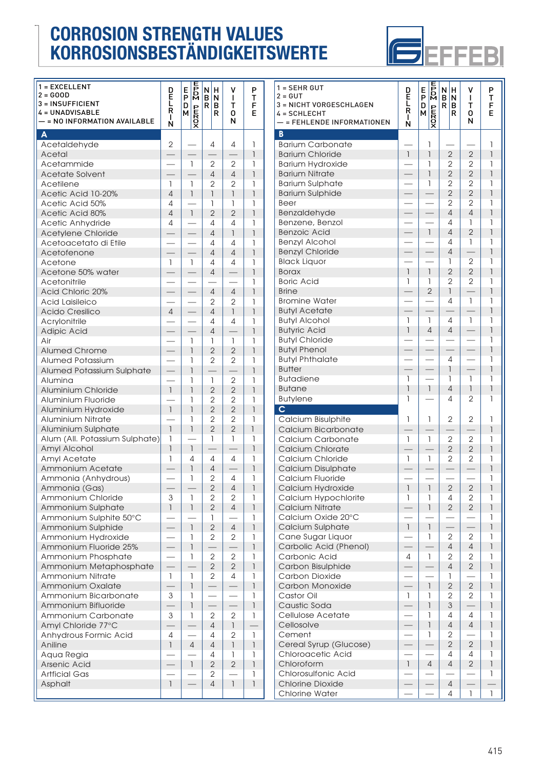# CORROSION STRENGTH VALUES
# KORROSIONSBESTÄNDIGKEITSWERTE

1 = EXCELLENT
2 = GOOD
3 = INSUFFICIENT
4 = UNADVISABLE
— = NO INFORMATION AVAILABLE

| | DELRIN | EPDM | EPDM PEROX | NBR | HNBR | VITON | PTFE |
|---|---|---|---|---|---|---|---|
| **A** | | | | | | | |
| Acetaldehyde | 2 | — | 4 | 4 | 1 | | |
| Acetal | — | — | — | — | 1 | | |
| Acetammide | — | 1 | 2 | 2 | 1 | | |
| Acetate Solvent | — | — | 4 | 4 | 1 | | |
| Acetilene | 1 | 1 | 2 | 2 | 1 | | |
| Acetic Acid 10-20% | 4 | 1 | 1 | 1 | 1 | | |
| Acetic Acid 50% | 4 | — | 1 | 1 | 1 | | |
| Acetic Acid 80% | 4 | 1 | 2 | 2 | 1 | | |
| Acetic Anhydride | 4 | — | 4 | 4 | 1 | | |
| Acetylene Chloride | — | — | 4 | 1 | 1 | | |
| Acetoacetato di Etile | — | — | 4 | 4 | 1 | | |
| Acetofenone | — | — | 4 | 4 | 1 | | |
| Acetone | 1 | 1 | 4 | 4 | 1 | | |
| Acetone 50% water | — | — | 4 | — | 1 | | |
| Acetonitrile | — | — | — | — | 1 | | |
| Acid Chloric 20% | — | — | 4 | 4 | 1 | | |
| Acid Laisileico | — | — | 2 | 2 | 1 | | |
| Acido Cresilico | 4 | — | 4 | 1 | 1 | | |
| Acrylonitrile | — | — | 4 | 4 | 1 | | |
| Adipic Acid | — | — | 4 | — | 1 | | |
| Air | — | 1 | 1 | 1 | 1 | | |
| Alumed Chrome | — | 1 | 2 | 2 | 1 | | |
| Alumed Potassium | — | 1 | 2 | 2 | 1 | | |
| Alumed Potassium Sulphate | — | 1 | — | — | 1 | | |
| Alumina | — | 1 | 1 | 2 | 1 | | |
| Aluminium Chloride | 1 | 1 | 2 | 2 | 1 | | |
| Aluminium Fluoride | — | 1 | 2 | 2 | 1 | | |
| Aluminium Hydroxide | 1 | 1 | 2 | 2 | 1 | | |
| Aluminium Nitrate | — | 1 | 2 | 2 | 1 | | |
| Aluminium Sulphate | 1 | 1 | 2 | 2 | 1 | | |
| Alum (All. Potassium Sulphate) | 1 | — | 1 | 1 | 1 | | |
| Amyl Alcohol | 1 | 1 | — | — | 1 | | |
| Amyl Acetate | 1 | 4 | 4 | 4 | 1 | | |
| Ammonium Acetate | — | 1 | 4 | — | 1 | | |
| Ammonia (Anhydrous) | — | 1 | 2 | 4 | 1 | | |
| Ammonia (Gas) | — | — | 2 | 4 | 1 | | |
| Ammonium Chloride | 3 | 1 | 2 | 2 | 1 | | |
| Ammonium Sulphate | 1 | 1 | 2 | 4 | 1 | | |
| Ammonium Sulphite 50°C | — | — | 1 | — | 1 | | |
| Ammonium Sulphide | — | 1 | 2 | 4 | 1 | | |
| Ammonium Hydroxide | — | 1 | 2 | 2 | 1 | | |
| Ammonium Fluoride 25% | — | 1 | — | — | 1 | | |
| Ammonium Phosphate | — | 1 | 2 | 2 | 1 | | |
| Ammonium Metaphosphate | — | — | 2 | 2 | 1 | | |
| Ammonium Nitrate | 1 | 1 | 2 | 4 | 1 | | |
| Ammonium Oxalate | — | 1 | — | — | 1 | | |
| Ammonium Bicarbonate | 3 | 1 | — | — | 1 | | |
| Ammonium Bifluoride | — | 1 | — | — | 1 | | |
| Ammonium Carbonate | 3 | 1 | 2 | 2 | 1 | | |
| Amyl Chloride 77°C | — | — | 4 | 1 | — | | |
| Anhydrous Formic Acid | 4 | — | 4 | 2 | 1 | | |
| Aniline | 1 | 4 | 4 | 1 | 1 | | |
| Aqua Regia | — | — | 4 | 1 | 1 | | |
| Arsenic Acid | — | 1 | 2 | 2 | 1 | | |
| Artficial Gas | — | — | 2 | — | 1 | | |
| Asphalt | 1 | — | 4 | 1 | 1 | | |

1 = SEHR GUT
2 = GUT
3 = NICHT VORGESCHLAGEN
4 = SCHLECHT
— = FEHLENDE INFORMATIONEN

| | DELRIN | EPDM | EPDM PEROX | NBR | HNBR | VITON | PTFE |
|---|---|---|---|---|---|---|---|
| **B** | | | | | | | |
| Barium Carbonate | — | 1 | — | — | 1 | | |
| Barium Chloride | 1 | 1 | 2 | 2 | 1 | | |
| Barium Hydroxide | — | 1 | 2 | 2 | 1 | | |
| Barium Nitrate | — | 1 | 2 | 2 | 1 | | |
| Barium Sulphate | — | 1 | 2 | 2 | 1 | | |
| Barium Sulphide | — | — | 2 | 2 | 1 | | |
| Beer | — | — | 2 | 2 | 1 | | |
| Benzaldehyde | — | — | 4 | 4 | 1 | | |
| Benzene, Benzol | — | — | 4 | 1 | 1 | | |
| Benzoic Acid | — | 1 | 4 | 2 | 1 | | |
| Benzyl Alcohol | — | — | 4 | 1 | 1 | | |
| Benzyl Chloride | — | — | 4 | — | 1 | | |
| Black Liquor | — | — | 1 | 2 | 1 | | |
| Borax | 1 | 1 | 2 | 2 | 1 | | |
| Boric Acid | 1 | 1 | 2 | 2 | 1 | | |
| Brine | — | 2 | 1 | — | 1 | | |
| Bromine Water | — | — | 4 | 1 | 1 | | |
| Butyl Acetate | — | — | — | — | 1 | | |
| Butyl Alcohol | 1 | 1 | 4 | 1 | 1 | | |
| Butyric Acid | 1 | 4 | 4 | — | 1 | | |
| Butyl Chloride | — | — | — | — | 1 | | |
| Butyl Phenol | — | — | — | — | 1 | | |
| Butyl Phthalate | — | — | 4 | — | 1 | | |
| Butter | — | — | 1 | — | 1 | | |
| Butadiene | 1 | — | 1 | 1 | 1 | | |
| Butane | 1 | 1 | 4 | 1 | 1 | | |
| Butylene | 1 | — | 4 | 2 | 1 | | |
| **C** | | | | | | | |
| Calcium Bisulphite | 1 | 1 | 2 | 2 | 1 | | |
| Calcium Bicarbonate | — | — | — | — | 1 | | |
| Calcium Carbonate | 1 | 1 | 2 | 2 | 1 | | |
| Calcium Chlorate | — | — | 2 | 2 | 1 | | |
| Calcium Chloride | 1 | 1 | 2 | 2 | 1 | | |
| Calcium Disulphate | — | — | — | — | 1 | | |
| Calcium Fluoride | — | — | — | — | 1 | | |
| Calcium Hydroxide | 1 | 1 | 2 | 2 | 1 | | |
| Calcium Hypochlorite | 1 | 1 | 4 | 2 | 1 | | |
| Calcium Nitrate | — | 1 | 2 | 2 | 1 | | |
| Calcium Oxide 20°C | — | — | — | — | 1 | | |
| Calcium Sulphate | 1 | 1 | — | — | 1 | | |
| Cane Sugar Liquor | — | 1 | 2 | 2 | 1 | | |
| Carbolic Acid (Phenol) | — | — | 4 | 4 | 1 | | |
| Carbonic Acid | 4 | 1 | 2 | 2 | 1 | | |
| Carbon Bisulphide | — | — | 4 | 2 | 1 | | |
| Carbon Dioxide | — | — | 1 | — | 1 | | |
| Carbon Monoxide | — | 1 | 2 | 2 | 1 | | |
| Castor Oil | 1 | 1 | 2 | 2 | 1 | | |
| Caustic Soda | — | 1 | 3 | — | 1 | | |
| Cellulose Acetate | — | 1 | 4 | 4 | 1 | | |
| Cellosolve | — | 1 | 4 | 4 | 1 | | |
| Cement | — | 1 | 2 | — | 1 | | |
| Cereal Syrup (Glucose) | — | — | 2 | 2 | 1 | | |
| Chloroacetic Acid | — | — | 4 | 4 | 1 | | |
| Chloroform | 1 | 4 | 4 | 2 | 1 | | |
| Chlorosulfonic Acid | — | — | — | — | 1 | | |
| Chlorine Dioxide | — | — | 4 | — | — | | |
| Chlorine Water | — | — | 4 | 1 | 1 | | |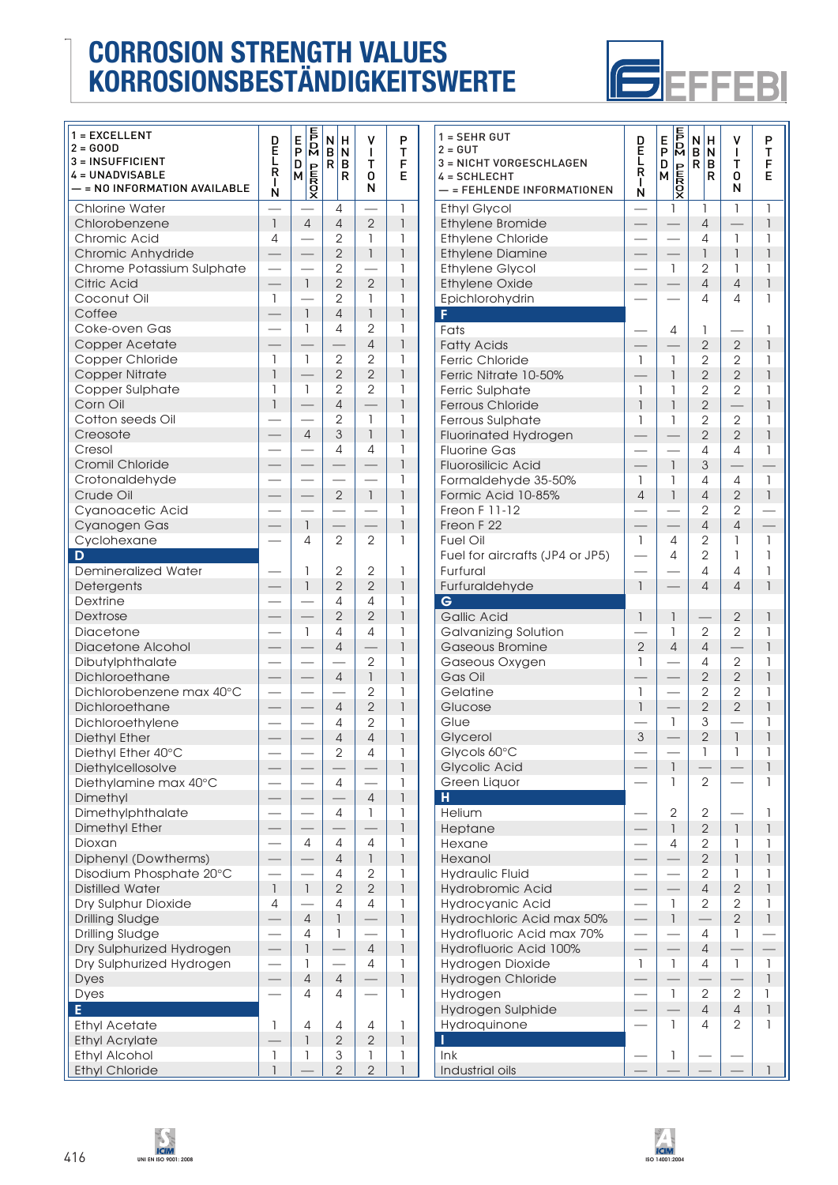# CORROSION STRENGTH VALUES
# KORROSIONSBESTÄNDIGKEITSWERTE

| 1 = EXCELLENT<br>2 = GOOD<br>3 = INSUFFICIENT<br>4 = UNADVISABLE<br>— = NO INFORMATION AVAILABLE | DELRIN | EPDM | EPDM PEROX | NBR | HNBR | VITON | PTFE |
|---|---|---|---|---|---|---|---|
| Chlorine Water | — | — | | 4 | | — | 1 |
| Chlorobenzene | 1 | 4 | | 4 | | 2 | 1 |
| Chromic Acid | 4 | — | | 2 | | 1 | 1 |
| Chromic Anhydride | — | — | | 2 | | 1 | 1 |
| Chrome Potassium Sulphate | — | — | | 2 | | — | 1 |
| Citric Acid | — | 1 | | 2 | | 2 | 1 |
| Coconut Oil | 1 | — | | 2 | | 1 | 1 |
| Coffee | — | 1 | | 4 | | 1 | 1 |
| Coke-oven Gas | — | 1 | | 4 | | 2 | 1 |
| Copper Acetate | — | — | | — | | 4 | 1 |
| Copper Chloride | 1 | 1 | | 2 | | 2 | 1 |
| Copper Nitrate | 1 | — | | 2 | | 2 | 1 |
| Copper Sulphate | 1 | 1 | | 2 | | 2 | 1 |
| Corn Oil | 1 | — | | 4 | | — | 1 |
| Cotton seeds Oil | — | — | | 2 | | 1 | 1 |
| Creosote | — | 4 | | 3 | | 1 | 1 |
| Cresol | — | — | | 4 | | 4 | 1 |
| Cromil Chloride | — | — | | — | | — | 1 |
| Crotonaldehyde | — | — | | — | | — | 1 |
| Crude Oil | — | — | | 2 | | 1 | 1 |
| Cyanoacetic Acid | — | — | | — | | — | 1 |
| Cyanogen Gas | — | 1 | | — | | — | 1 |
| Cyclohexane | — | 4 | | 2 | | 2 | 1 |
| **D** | | | | | | | |
| Demineralized Water | — | 1 | | 2 | | 2 | 1 |
| Detergents | — | 1 | | 2 | | 2 | 1 |
| Dextrine | — | — | | 4 | | 4 | 1 |
| Dextrose | — | — | | 2 | | 2 | 1 |
| Diacetone | — | 1 | | 4 | | 4 | 1 |
| Diacetone Alcohol | — | — | | 4 | | — | 1 |
| Dibutylphthalate | — | — | | — | | 2 | 1 |
| Dichloroethane | — | — | | 4 | | 1 | 1 |
| Dichlorobenzene max 40°C | — | — | | — | | 2 | 1 |
| Dichloroethane | — | — | | 4 | | 2 | 1 |
| Dichloroethylene | — | — | | 4 | | 2 | 1 |
| Diethyl Ether | — | — | | 4 | | 4 | 1 |
| Diethyl Ether 40°C | — | — | | 2 | | 4 | 1 |
| Diethylcellosolve | — | — | | — | | — | 1 |
| Diethylamine max 40°C | — | — | | 4 | | — | 1 |
| Dimethyl | — | — | | — | | 4 | 1 |
| Dimethylphthalate | — | — | | 4 | | 1 | 1 |
| Dimethyl Ether | — | — | | — | | — | 1 |
| Dioxan | — | 4 | | 4 | | 4 | 1 |
| Diphenyl (Dowtherms) | — | — | | 4 | | 1 | 1 |
| Disodium Phosphate 20°C | — | — | | 4 | | 2 | 1 |
| Distilled Water | 1 | 1 | | 2 | | 2 | 1 |
| Dry Sulphur Dioxide | 4 | — | | 4 | | 4 | 1 |
| Drilling Sludge | — | 4 | | 1 | | — | 1 |
| Drilling Sludge | — | 4 | | 1 | | — | 1 |
| Dry Sulphurized Hydrogen | — | 1 | | — | | 4 | 1 |
| Dry Sulphurized Hydrogen | — | 1 | | — | | 4 | 1 |
| Dyes | — | 4 | | 4 | | — | 1 |
| Dyes | — | 4 | | 4 | | — | 1 |
| **E** | | | | | | | |
| Ethyl Acetate | 1 | 4 | | 4 | | 4 | 1 |
| Ethyl Acrylate | — | 1 | | 2 | | 2 | 1 |
| Ethyl Alcohol | 1 | 1 | | 3 | | 1 | 1 |
| Ethyl Chloride | 1 | — | | 2 | | 2 | 1 |

| 1 = SEHR GUT<br>2 = GUT<br>3 = NICHT VORGESCHLAGEN<br>4 = SCHLECHT<br>— = FEHLENDE INFORMATIONEN | DELRIN | EPDM | EPDM PEROX | NBR | HNBR | VITON | PTFE |
|---|---|---|---|---|---|---|---|
| Ethyl Glycol | — | 1 | | 1 | | 1 | 1 |
| Ethylene Bromide | — | — | | 4 | | — | 1 |
| Ethylene Chloride | — | — | | 4 | | 1 | 1 |
| Ethylene Diamine | — | — | | 1 | | 1 | 1 |
| Ethylene Glycol | — | 1 | | 2 | | 1 | 1 |
| Ethylene Oxide | — | — | | 4 | | 4 | 1 |
| Epichlorohydrin | — | — | | 4 | | 4 | 1 |
| **F** | | | | | | | |
| Fats | — | 4 | | 1 | | — | 1 |
| Fatty Acids | — | — | | 2 | | 2 | 1 |
| Ferric Chloride | 1 | 1 | | 2 | | 2 | 1 |
| Ferric Nitrate 10-50% | — | 1 | | 2 | | 2 | 1 |
| Ferric Sulphate | 1 | 1 | | 2 | | 2 | 1 |
| Ferrous Chloride | 1 | 1 | | 2 | | — | 1 |
| Ferrous Sulphate | 1 | 1 | | 2 | | 2 | 1 |
| Fluorinated Hydrogen | — | — | | 2 | | 2 | 1 |
| Fluorine Gas | — | — | | 4 | | 4 | 1 |
| Fluorosilicic Acid | — | 1 | | 3 | | — | — |
| Formaldehyde 35-50% | 1 | 1 | | 4 | | 4 | 1 |
| Formic Acid 10-85% | 4 | 1 | | 4 | | 2 | 1 |
| Freon F 11-12 | — | — | | 2 | | 2 | — |
| Freon F 22 | — | — | | 4 | | 4 | — |
| Fuel Oil | 1 | 4 | | 2 | | 1 | 1 |
| Fuel for aircrafts (JP4 or JP5) | — | 4 | | 2 | | 1 | 1 |
| Furfural | — | — | | 4 | | 4 | 1 |
| Furfuraldehyde | 1 | — | | 4 | | 4 | 1 |
| **G** | | | | | | | |
| Gallic Acid | 1 | 1 | | — | | 2 | 1 |
| Galvanizing Solution | — | 1 | | 2 | | 2 | 1 |
| Gaseous Bromine | 2 | 4 | | 4 | | — | 1 |
| Gaseous Oxygen | 1 | — | | 4 | | 2 | 1 |
| Gas Oil | — | — | | 2 | | 2 | 1 |
| Gelatine | 1 | — | | 2 | | 2 | 1 |
| Glucose | 1 | — | | 2 | | 2 | 1 |
| Glue | — | 1 | | 3 | | — | 1 |
| Glycerol | 3 | — | | 2 | | 1 | 1 |
| Glycols 60°C | — | — | | 1 | | 1 | 1 |
| Glycolic Acid | — | 1 | | — | | — | 1 |
| Green Liquor | — | 1 | | 2 | | — | 1 |
| **H** | | | | | | | |
| Helium | — | 2 | | 2 | | — | 1 |
| Heptane | — | 1 | | 2 | | 1 | 1 |
| Hexane | — | 4 | | 2 | | 1 | 1 |
| Hexanol | — | — | | 2 | | 1 | 1 |
| Hydraulic Fluid | — | — | | 2 | | 1 | 1 |
| Hydrobromic Acid | — | — | | 4 | | 2 | 1 |
| Hydrocyanic Acid | — | 1 | | 2 | | 2 | 1 |
| Hydrochloric Acid max 50% | — | 1 | | — | | 2 | 1 |
| Hydrofluoric Acid max 70% | — | — | | 4 | | 1 | — |
| Hydrofluoric Acid 100% | — | — | | 4 | | — | — |
| Hydrogen Dioxide | 1 | 1 | | 4 | | 1 | 1 |
| Hydrogen Chloride | — | — | | — | | — | 1 |
| Hydrogen | — | 1 | | 2 | | 2 | 1 |
| Hydrogen Sulphide | — | — | | 4 | | 4 | 1 |
| Hydroquinone | — | 1 | | 4 | | 2 | 1 |
| **I** | | | | | | | |
| Ink | — | 1 | | — | | — | |
| Industrial oils | — | — | | — | | — | 1 |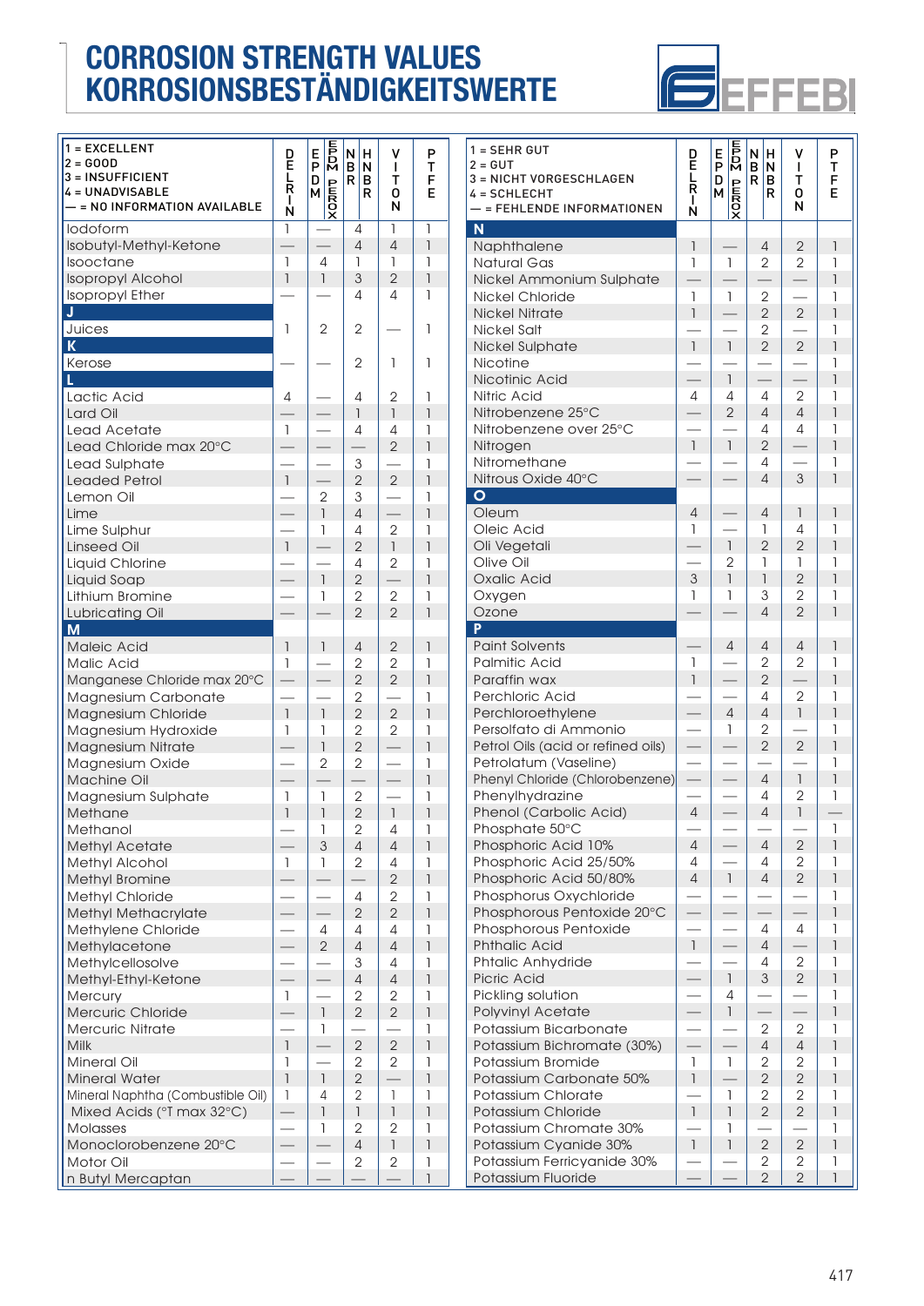# CORROSION STRENGTH VALUES
# KORROSIONSBESTÄNDIGKEITSWERTE

EFFEBI

| 1 = EXCELLENT<br>2 = GOOD<br>3 = INSUFFICIENT<br>4 = UNADVISABLE<br>— = NO INFORMATION AVAILABLE | DELRIN | EPDM | EPDM PEROX | NBR | HNBR | VITON | PTFE |
|---|---|---|---|---|---|---|---|
| Iodoform | 1 | — | | 4 | | 1 | 1 |
| Isobutyl-Methyl-Ketone | — | — | | 4 | | 4 | 1 |
| Isooctane | 1 | 4 | | 1 | | 1 | 1 |
| Isopropyl Alcohol | 1 | 1 | | 3 | | 2 | 1 |
| Isopropyl Ether | — | — | | 4 | | 4 | 1 |
| **J** | | | | | | | |
| Juices | 1 | 2 | | 2 | | — | 1 |
| **K** | | | | | | | |
| Kerose | — | — | | 2 | | 1 | 1 |
| **L** | | | | | | | |
| Lactic Acid | 4 | — | | 4 | | 2 | 1 |
| Lard Oil | — | — | | 1 | | 1 | 1 |
| Lead Acetate | 1 | — | | 4 | | 4 | 1 |
| Lead Chloride max 20°C | — | — | | — | | 2 | 1 |
| Lead Sulphate | — | — | | 3 | | — | 1 |
| Leaded Petrol | 1 | — | | 2 | | 2 | 1 |
| Lemon Oil | — | 2 | | 3 | | — | 1 |
| Lime | — | 1 | | 4 | | — | 1 |
| Lime Sulphur | — | 1 | | 4 | | 2 | 1 |
| Linseed Oil | 1 | — | | 2 | | 1 | 1 |
| Liquid Chlorine | — | — | | 4 | | 2 | 1 |
| Liquid Soap | — | 1 | | 2 | | — | 1 |
| Lithium Bromine | — | 1 | | 2 | | 2 | 1 |
| Lubricating Oil | — | — | | 2 | | 2 | 1 |
| **M** | | | | | | | |
| Maleic Acid | 1 | 1 | | 4 | | 2 | 1 |
| Malic Acid | 1 | — | | 2 | | 2 | 1 |
| Manganese Chloride max 20°C | — | — | | 2 | | 2 | 1 |
| Magnesium Carbonate | — | — | | 2 | | — | 1 |
| Magnesium Chloride | 1 | 1 | | 2 | | 2 | 1 |
| Magnesium Hydroxide | 1 | 1 | | 2 | | 2 | 1 |
| Magnesium Nitrate | — | 1 | | 2 | | — | 1 |
| Magnesium Oxide | — | 2 | | 2 | | — | 1 |
| Machine Oil | — | — | | — | | — | 1 |
| Magnesium Sulphate | 1 | 1 | | 2 | | — | 1 |
| Methane | 1 | 1 | | 2 | | 1 | 1 |
| Methanol | — | 1 | | 2 | | 4 | 1 |
| Methyl Acetate | — | 3 | | 4 | | 4 | 1 |
| Methyl Alcohol | 1 | 1 | | 2 | | 4 | 1 |
| Methyl Bromine | — | — | | — | | 2 | 1 |
| Methyl Chloride | — | — | | 4 | | 2 | 1 |
| Methyl Methacrylate | — | — | | 2 | | 2 | 1 |
| Methylene Chloride | — | 4 | | 4 | | 4 | 1 |
| Methylacetone | — | 2 | | 4 | | 4 | 1 |
| Methylcellosolve | — | — | | 3 | | 4 | 1 |
| Methyl-Ethyl-Ketone | — | — | | 4 | | 4 | 1 |
| Mercury | 1 | — | | 2 | | 2 | 1 |
| Mercuric Chloride | — | 1 | | 2 | | 2 | 1 |
| Mercuric Nitrate | — | 1 | | — | | — | 1 |
| Milk | 1 | — | | 2 | | 2 | 1 |
| Mineral Oil | 1 | — | | 2 | | 2 | 1 |
| Mineral Water | 1 | 1 | | 2 | | — | 1 |
| Mineral Naphtha (Combustible Oil) | 1 | 4 | | 2 | | 1 | 1 |
| Mixed Acids (°T max 32°C) | — | 1 | | 1 | | 1 | 1 |
| Molasses | — | 1 | | 2 | | 2 | 1 |
| Monoclorobenzene 20°C | — | — | | 4 | | 1 | 1 |
| Motor Oil | — | — | | 2 | | 2 | 1 |
| n Butyl Mercaptan | — | — | | — | | — | 1 |

| 1 = SEHR GUT<br>2 = GUT<br>3 = NICHT VORGESCHLAGEN<br>4 = SCHLECHT<br>— = FEHLENDE INFORMATIONEN | DELRIN | EPDM | EPDM PEROX | NBR | HNBR | VITON | PTFE |
|---|---|---|---|---|---|---|---|
| **N** | | | | | | | |
| Naphthalene | 1 | — | | 4 | | 2 | 1 |
| Natural Gas | 1 | 1 | | 2 | | 2 | 1 |
| Nickel Ammonium Sulphate | — | — | | — | | — | 1 |
| Nickel Chloride | 1 | 1 | | 2 | | — | 1 |
| Nickel Nitrate | 1 | — | | 2 | | 2 | 1 |
| Nickel Salt | — | — | | 2 | | — | 1 |
| Nickel Sulphate | 1 | 1 | | 2 | | 2 | 1 |
| Nicotine | — | — | | — | | — | 1 |
| Nicotinic Acid | — | 1 | | — | | — | 1 |
| Nitric Acid | 4 | 4 | | 4 | | 2 | 1 |
| Nitrobenzene 25°C | — | 2 | | 4 | | 4 | 1 |
| Nitrobenzene over 25°C | — | — | | 4 | | 4 | 1 |
| Nitrogen | 1 | 1 | | 2 | | — | 1 |
| Nitromethane | — | — | | 4 | | — | 1 |
| Nitrous Oxide 40°C | — | — | | 4 | | 3 | 1 |
| **O** | | | | | | | |
| Oleum | 4 | — | | 4 | | 1 | 1 |
| Oleic Acid | 1 | — | | 1 | | 4 | 1 |
| Oli Vegetali | — | 1 | | 2 | | 2 | 1 |
| Olive Oil | — | 2 | | 1 | | 1 | 1 |
| Oxalic Acid | 3 | 1 | | 1 | | 2 | 1 |
| Oxygen | 1 | 1 | | 3 | | 2 | 1 |
| Ozone | — | — | | 4 | | 2 | 1 |
| **P** | | | | | | | |
| Paint Solvents | — | 4 | | 4 | | 4 | 1 |
| Palmitic Acid | 1 | — | | 2 | | 2 | 1 |
| Paraffin wax | 1 | — | | 2 | | — | 1 |
| Perchloric Acid | — | — | | 4 | | 2 | 1 |
| Perchloroethylene | — | 4 | | 4 | | 1 | 1 |
| Persolfato di Ammonio | — | 1 | | 2 | | — | 1 |
| Petrol Oils (acid or refined oils) | — | — | | 2 | | 2 | 1 |
| Petrolatum (Vaseline) | — | — | | — | | — | 1 |
| Phenyl Chloride (Chlorobenzene) | — | — | | 4 | | 1 | 1 |
| Phenylhydrazine | — | — | | 4 | | 2 | 1 |
| Phenol (Carbolic Acid) | 4 | — | | 4 | | 1 | — |
| Phosphate 50°C | — | — | | — | | — | 1 |
| Phosphoric Acid 10% | 4 | — | | 4 | | 2 | 1 |
| Phosphoric Acid 25/50% | 4 | — | | 4 | | 2 | 1 |
| Phosphoric Acid 50/80% | 4 | 1 | | 4 | | 2 | 1 |
| Phosphorus Oxychloride | — | — | | — | | — | 1 |
| Phosphorous Pentoxide 20°C | — | — | | — | | — | 1 |
| Phosphorous Pentoxide | — | — | | 4 | | 4 | 1 |
| Phthalic Acid | 1 | — | | 4 | | — | 1 |
| Phtalic Anhydride | — | — | | 4 | | 2 | 1 |
| Picric Acid | — | 1 | | 3 | | 2 | 1 |
| Pickling solution | — | 4 | | — | | — | 1 |
| Polyvinyl Acetate | — | 1 | | — | | — | 1 |
| Potassium Bicarbonate | — | — | | 2 | | 2 | 1 |
| Potassium Bichromate (30%) | — | — | | 4 | | 4 | 1 |
| Potassium Bromide | 1 | 1 | | 2 | | 2 | 1 |
| Potassium Carbonate 50% | 1 | — | | 2 | | 2 | 1 |
| Potassium Chlorate | — | 1 | | 2 | | 2 | 1 |
| Potassium Chloride | 1 | 1 | | 2 | | 2 | 1 |
| Potassium Chromate 30% | — | 1 | | — | | — | 1 |
| Potassium Cyanide 30% | 1 | 1 | | 2 | | 2 | 1 |
| Potassium Ferricyanide 30% | — | — | | 2 | | 2 | 1 |
| Potassium Fluoride | — | — | | 2 | | 2 | 1 |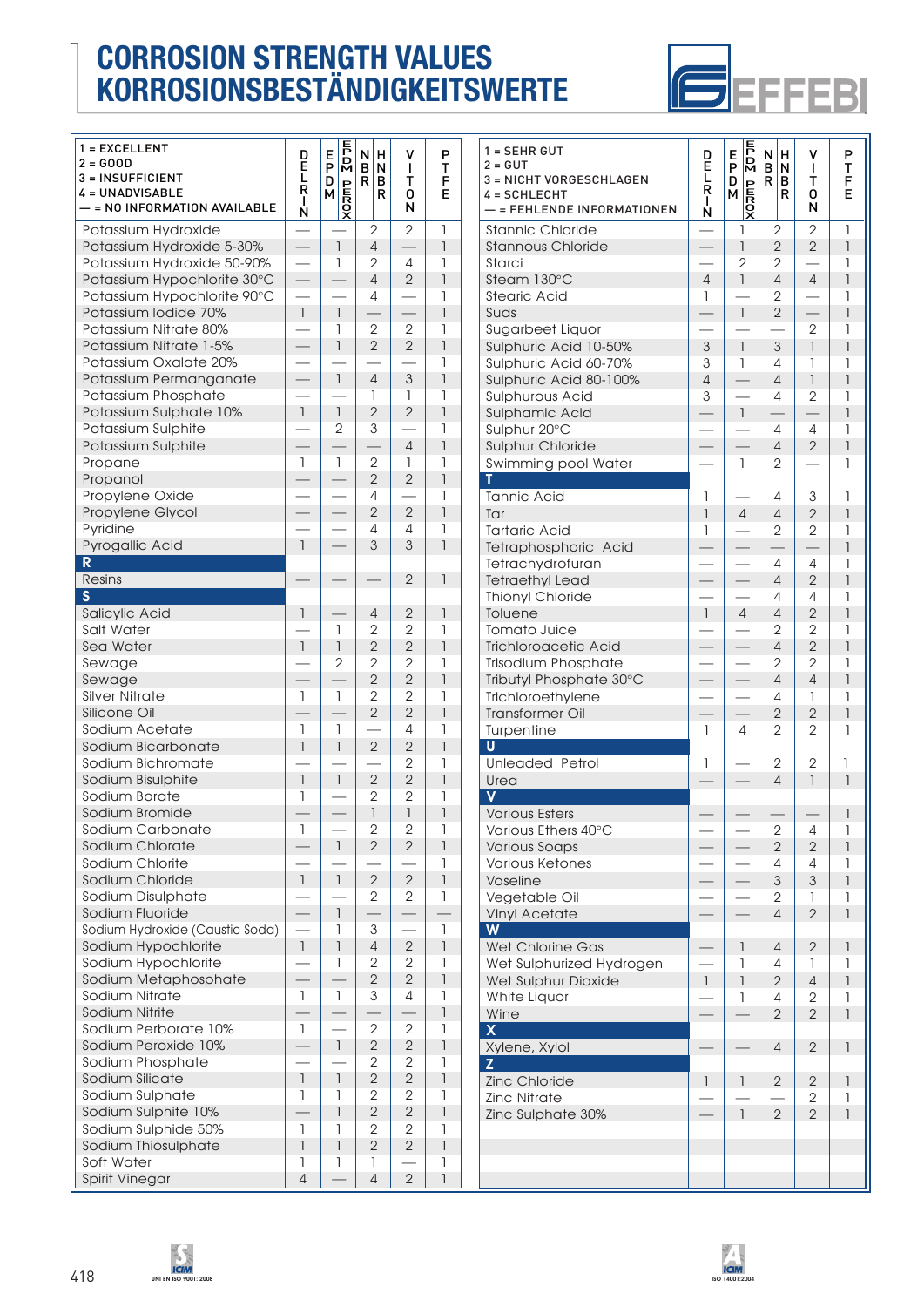# CORROSION STRENGTH VALUES
# KORROSIONSBESTÄNDIGKEITSWERTE

| 1 = EXCELLENT<br>2 = GOOD<br>3 = INSUFFICIENT<br>4 = UNADVISABLE<br>— = NO INFORMATION AVAILABLE | DELRIN | EPDM | EPDM PEROX | NBR | HNBR | VITON | PTFE |
|---|---|---|---|---|---|---|---|
| Potassium Hydroxide | — | — | | 2 | | 2 | 1 |
| Potassium Hydroxide 5-30% | — | 1 | | 4 | | — | 1 |
| Potassium Hydroxide 50-90% | — | 1 | | 2 | | 4 | 1 |
| Potassium Hypochlorite 30°C | — | — | | 4 | | 2 | 1 |
| Potassium Hypochlorite 90°C | — | — | | 4 | | — | 1 |
| Potassium Iodide 70% | 1 | 1 | | — | | — | 1 |
| Potassium Nitrate 80% | — | 1 | | 2 | | 2 | 1 |
| Potassium Nitrate 1-5% | — | 1 | | 2 | | 2 | 1 |
| Potassium Oxalate 20% | — | — | | — | | — | 1 |
| Potassium Permanganate | — | 1 | | 4 | | 3 | 1 |
| Potassium Phosphate | — | — | | 1 | | 1 | 1 |
| Potassium Sulphate 10% | 1 | 1 | | 2 | | 2 | 1 |
| Potassium Sulphite | — | 2 | | 3 | | — | 1 |
| Potassium Sulphite | — | — | | — | | 4 | 1 |
| Propane | 1 | 1 | | 2 | | 1 | 1 |
| Propanol | — | — | | 2 | | 2 | 1 |
| Propylene Oxide | — | — | | 4 | | — | 1 |
| Propylene Glycol | — | — | | 2 | | 2 | 1 |
| Pyridine | — | — | | 4 | | 4 | 1 |
| Pyrogallic Acid | 1 | — | | 3 | | 3 | 1 |
| **R** | | | | | | | |
| Resins | — | — | | — | | 2 | 1 |
| **S** | | | | | | | |
| Salicylic Acid | 1 | — | | 4 | | 2 | 1 |
| Salt Water | — | 1 | | 2 | | 2 | 1 |
| Sea Water | 1 | 1 | | 2 | | 2 | 1 |
| Sewage | — | 2 | | 2 | | 2 | 1 |
| Sewage | — | — | | 2 | | 2 | 1 |
| Silver Nitrate | 1 | 1 | | 2 | | 2 | 1 |
| Silicone Oil | — | — | | 2 | | 2 | 1 |
| Sodium Acetate | 1 | 1 | | — | | 4 | 1 |
| Sodium Bicarbonate | 1 | 1 | | 2 | | 2 | 1 |
| Sodium Bichromate | — | — | | — | | 2 | 1 |
| Sodium Bisulphite | 1 | 1 | | 2 | | 2 | 1 |
| Sodium Borate | 1 | — | | 2 | | 2 | 1 |
| Sodium Bromide | — | — | | 1 | | 1 | 1 |
| Sodium Carbonate | 1 | — | | 2 | | 2 | 1 |
| Sodium Chlorate | — | 1 | | 2 | | 2 | 1 |
| Sodium Chlorite | — | — | | — | | — | 1 |
| Sodium Chloride | 1 | 1 | | 2 | | 2 | 1 |
| Sodium Disulphate | — | — | | 2 | | 2 | 1 |
| Sodium Fluoride | — | 1 | | — | | — | — |
| Sodium Hydroxide (Caustic Soda) | — | 1 | | 3 | | — | 1 |
| Sodium Hypochlorite | 1 | 1 | | 4 | | 2 | 1 |
| Sodium Hypochlorite | — | 1 | | 2 | | 2 | 1 |
| Sodium Metaphosphate | — | — | | 2 | | 2 | 1 |
| Sodium Nitrate | 1 | 1 | | 3 | | 4 | 1 |
| Sodium Nitrite | — | — | | — | | — | 1 |
| Sodium Perborate 10% | 1 | — | | 2 | | 2 | 1 |
| Sodium Peroxide 10% | — | 1 | | 2 | | 2 | 1 |
| Sodium Phosphate | — | — | | 2 | | 2 | 1 |
| Sodium Silicate | 1 | 1 | | 2 | | 2 | 1 |
| Sodium Sulphate | 1 | 1 | | 2 | | 2 | 1 |
| Sodium Sulphite 10% | — | 1 | | 2 | | 2 | 1 |
| Sodium Sulphide 50% | 1 | 1 | | 2 | | 2 | 1 |
| Sodium Thiosulphate | 1 | 1 | | 2 | | 2 | 1 |
| Soft Water | 1 | 1 | | 1 | | — | 1 |
| Spirit Vinegar | 4 | — | | 4 | | 2 | 1 |

| 1 = SEHR GUT<br>2 = GUT<br>3 = NICHT VORGESCHLAGEN<br>4 = SCHLECHT<br>— = FEHLENDE INFORMATIONEN | DELRIN | EPDM | EPDM PEROX | NBR | HNBR | VITON | PTFE |
|---|---|---|---|---|---|---|---|
| Stannic Chloride | — | 1 | | 2 | | 2 | 1 |
| Stannous Chloride | — | 1 | | 2 | | 2 | 1 |
| Starci | — | 2 | | 2 | | — | 1 |
| Steam 130°C | 4 | 1 | | 4 | | 4 | 1 |
| Stearic Acid | 1 | — | | 2 | | — | 1 |
| Suds | — | 1 | | 2 | | — | 1 |
| Sugarbeet Liquor | — | — | | — | | 2 | 1 |
| Sulphuric Acid 10-50% | 3 | 1 | | 3 | | 1 | 1 |
| Sulphuric Acid 60-70% | 3 | 1 | | 4 | | 1 | 1 |
| Sulphuric Acid 80-100% | 4 | — | | 4 | | 1 | 1 |
| Sulphurous Acid | 3 | — | | 4 | | 2 | 1 |
| Sulphamic Acid | — | 1 | | — | | — | 1 |
| Sulphur 20°C | — | — | | 4 | | 4 | 1 |
| Sulphur Chloride | — | — | | 4 | | 2 | 1 |
| Swimming pool Water | — | 1 | | 2 | | — | 1 |
| **T** | | | | | | | |
| Tannic Acid | 1 | — | | 4 | | 3 | 1 |
| Tar | 1 | 4 | | 4 | | 2 | 1 |
| Tartaric Acid | 1 | — | | 2 | | 2 | 1 |
| Tetraphosphoric Acid | — | — | | — | | — | 1 |
| Tetrachydrofuran | — | — | | 4 | | 4 | 1 |
| Tetraethyl Lead | — | — | | 4 | | 2 | 1 |
| Thionyl Chloride | — | — | | 4 | | 4 | 1 |
| Toluene | 1 | 4 | | 4 | | 2 | 1 |
| Tomato Juice | — | — | | 2 | | 2 | 1 |
| Trichloroacetic Acid | — | — | | 4 | | 2 | 1 |
| Trisodium Phosphate | — | — | | 2 | | 2 | 1 |
| Tributyl Phosphate 30°C | — | — | | 4 | | 4 | 1 |
| Trichloroethylene | — | — | | 4 | | 1 | 1 |
| Transformer Oil | — | — | | 2 | | 2 | 1 |
| Turpentine | 1 | 4 | | 2 | | 2 | 1 |
| **U** | | | | | | | |
| Unleaded Petrol | 1 | — | | 2 | | 2 | 1 |
| Urea | — | — | | 4 | | 1 | 1 |
| **V** | | | | | | | |
| Various Esters | — | — | | — | | — | 1 |
| Various Ethers 40°C | — | — | | 2 | | 4 | 1 |
| Various Soaps | — | — | | 2 | | 2 | 1 |
| Various Ketones | — | — | | 4 | | 4 | 1 |
| Vaseline | — | — | | 3 | | 3 | 1 |
| Vegetable Oil | — | — | | 2 | | 1 | 1 |
| Vinyl Acetate | — | — | | 4 | | 2 | 1 |
| **W** | | | | | | | |
| Wet Chlorine Gas | — | 1 | | 4 | | 2 | 1 |
| Wet Sulphurized Hydrogen | — | 1 | | 4 | | 1 | 1 |
| Wet Sulphur Dioxide | 1 | 1 | | 2 | | 4 | 1 |
| White Liquor | — | 1 | | 4 | | 2 | 1 |
| Wine | — | — | | 2 | | 2 | 1 |
| **X** | | | | | | | |
| Xylene, Xylol | — | — | | 4 | | 2 | 1 |
| **Z** | | | | | | | |
| Zinc Chloride | 1 | 1 | | 2 | | 2 | 1 |
| Zinc Nitrate | — | — | | — | | 2 | 1 |
| Zinc Sulphate 30% | — | 1 | | 2 | | 2 | 1 |

UNI EN ISO 9001: 2008

ISO 14001:2004